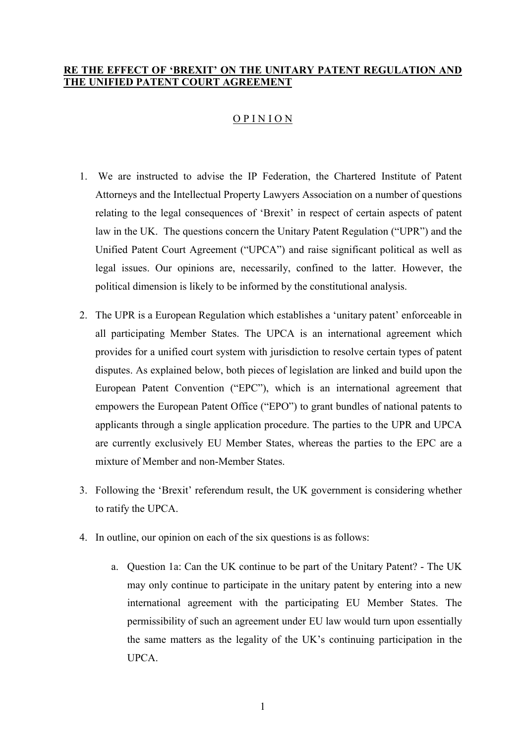**<u>RE THE EFFECT OF 'BREXIT' ON THE UNITARY PATENT REGULATION AND THE UNIFIED PATENT COURT AGREEMENT</u>**

<u>O P I N I O N</u>

1. We are instructed to advise the IP Federation, the Chartered Institute of Patent Attorneys and the Intellectual Property Lawyers Association on a number of questions relating to the legal consequences of 'Brexit' in respect of certain aspects of patent law in the UK. The questions concern the Unitary Patent Regulation ("UPR") and the Unified Patent Court Agreement ("UPCA") and raise significant political as well as legal issues. Our opinions are, necessarily, confined to the latter. However, the political dimension is likely to be informed by the constitutional analysis.

2. The UPR is a European Regulation which establishes a 'unitary patent' enforceable in all participating Member States. The UPCA is an international agreement which provides for a unified court system with jurisdiction to resolve certain types of patent disputes. As explained below, both pieces of legislation are linked and build upon the European Patent Convention ("EPC"), which is an international agreement that empowers the European Patent Office ("EPO") to grant bundles of national patents to applicants through a single application procedure. The parties to the UPR and UPCA are currently exclusively EU Member States, whereas the parties to the EPC are a mixture of Member and non-Member States.

3. Following the 'Brexit' referendum result, the UK government is considering whether to ratify the UPCA.

4. In outline, our opinion on each of the six questions is as follows:

   a. Question 1a: Can the UK continue to be part of the Unitary Patent? - The UK may only continue to participate in the unitary patent by entering into a new international agreement with the participating EU Member States. The permissibility of such an agreement under EU law would turn upon essentially the same matters as the legality of the UK's continuing participation in the UPCA.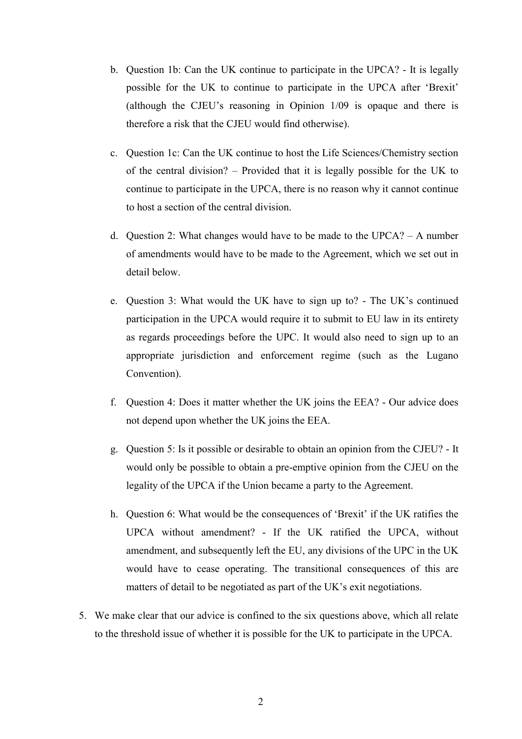b. Question 1b: Can the UK continue to participate in the UPCA? - It is legally possible for the UK to continue to participate in the UPCA after 'Brexit' (although the CJEU's reasoning in Opinion 1/09 is opaque and there is therefore a risk that the CJEU would find otherwise).

c. Question 1c: Can the UK continue to host the Life Sciences/Chemistry section of the central division? – Provided that it is legally possible for the UK to continue to participate in the UPCA, there is no reason why it cannot continue to host a section of the central division.

d. Question 2: What changes would have to be made to the UPCA? – A number of amendments would have to be made to the Agreement, which we set out in detail below.

e. Question 3: What would the UK have to sign up to? - The UK's continued participation in the UPCA would require it to submit to EU law in its entirety as regards proceedings before the UPC. It would also need to sign up to an appropriate jurisdiction and enforcement regime (such as the Lugano Convention).

f. Question 4: Does it matter whether the UK joins the EEA? - Our advice does not depend upon whether the UK joins the EEA.

g. Question 5: Is it possible or desirable to obtain an opinion from the CJEU? - It would only be possible to obtain a pre-emptive opinion from the CJEU on the legality of the UPCA if the Union became a party to the Agreement.

h. Question 6: What would be the consequences of 'Brexit' if the UK ratifies the UPCA without amendment? - If the UK ratified the UPCA, without amendment, and subsequently left the EU, any divisions of the UPC in the UK would have to cease operating. The transitional consequences of this are matters of detail to be negotiated as part of the UK's exit negotiations.

5. We make clear that our advice is confined to the six questions above, which all relate to the threshold issue of whether it is possible for the UK to participate in the UPCA.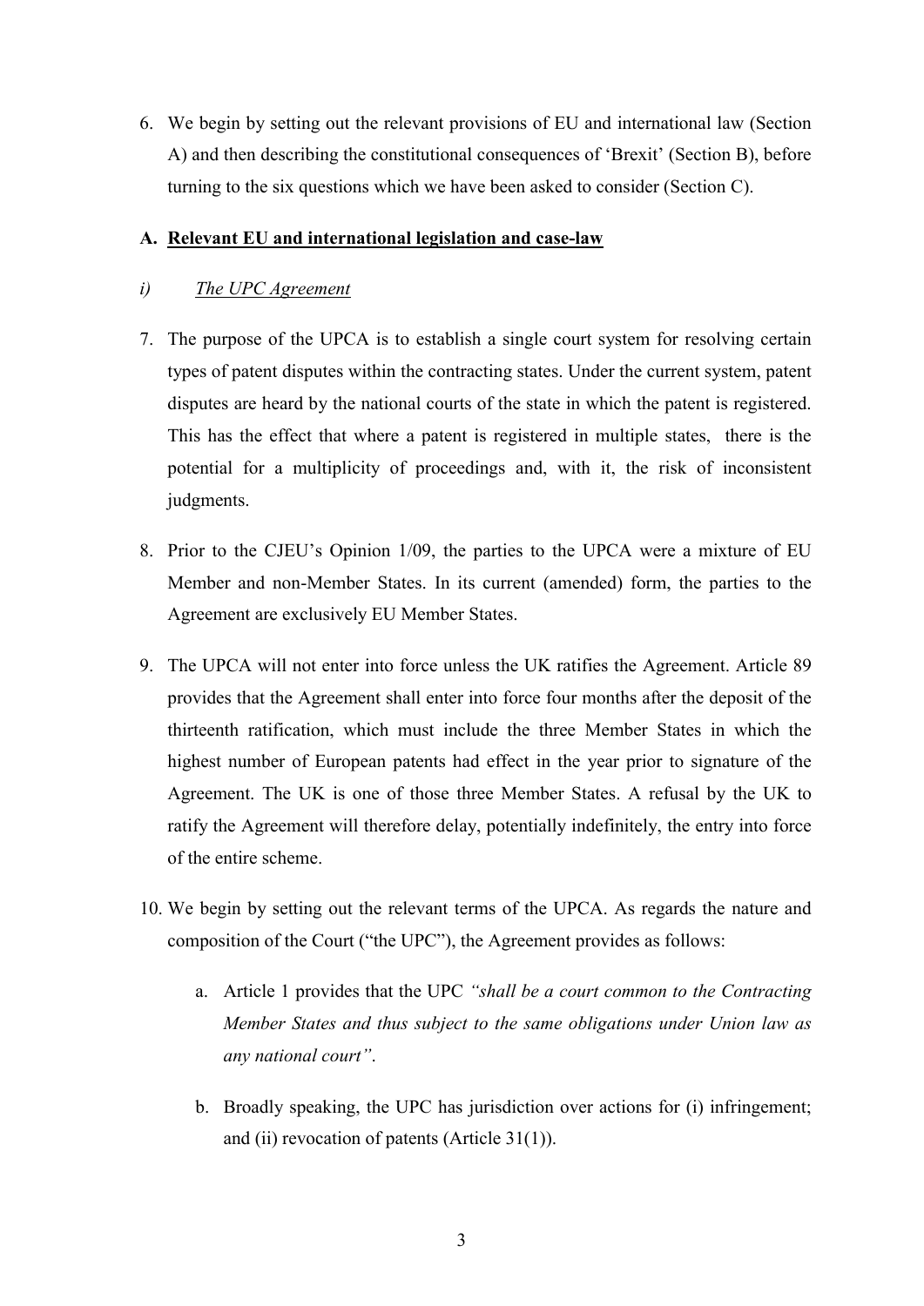6. We begin by setting out the relevant provisions of EU and international law (Section A) and then describing the constitutional consequences of 'Brexit' (Section B), before turning to the six questions which we have been asked to consider (Section C).

**A. <u>Relevant EU and international legislation and case-law</u>**

*i) <u>The UPC Agreement</u>*

7. The purpose of the UPCA is to establish a single court system for resolving certain types of patent disputes within the contracting states. Under the current system, patent disputes are heard by the national courts of the state in which the patent is registered. This has the effect that where a patent is registered in multiple states, there is the potential for a multiplicity of proceedings and, with it, the risk of inconsistent judgments.

8. Prior to the CJEU's Opinion 1/09, the parties to the UPCA were a mixture of EU Member and non-Member States. In its current (amended) form, the parties to the Agreement are exclusively EU Member States.

9. The UPCA will not enter into force unless the UK ratifies the Agreement. Article 89 provides that the Agreement shall enter into force four months after the deposit of the thirteenth ratification, which must include the three Member States in which the highest number of European patents had effect in the year prior to signature of the Agreement. The UK is one of those three Member States. A refusal by the UK to ratify the Agreement will therefore delay, potentially indefinitely, the entry into force of the entire scheme.

10. We begin by setting out the relevant terms of the UPCA. As regards the nature and composition of the Court ("the UPC"), the Agreement provides as follows:

    a. Article 1 provides that the UPC *"shall be a court common to the Contracting Member States and thus subject to the same obligations under Union law as any national court"*.

    b. Broadly speaking, the UPC has jurisdiction over actions for (i) infringement; and (ii) revocation of patents (Article 31(1)).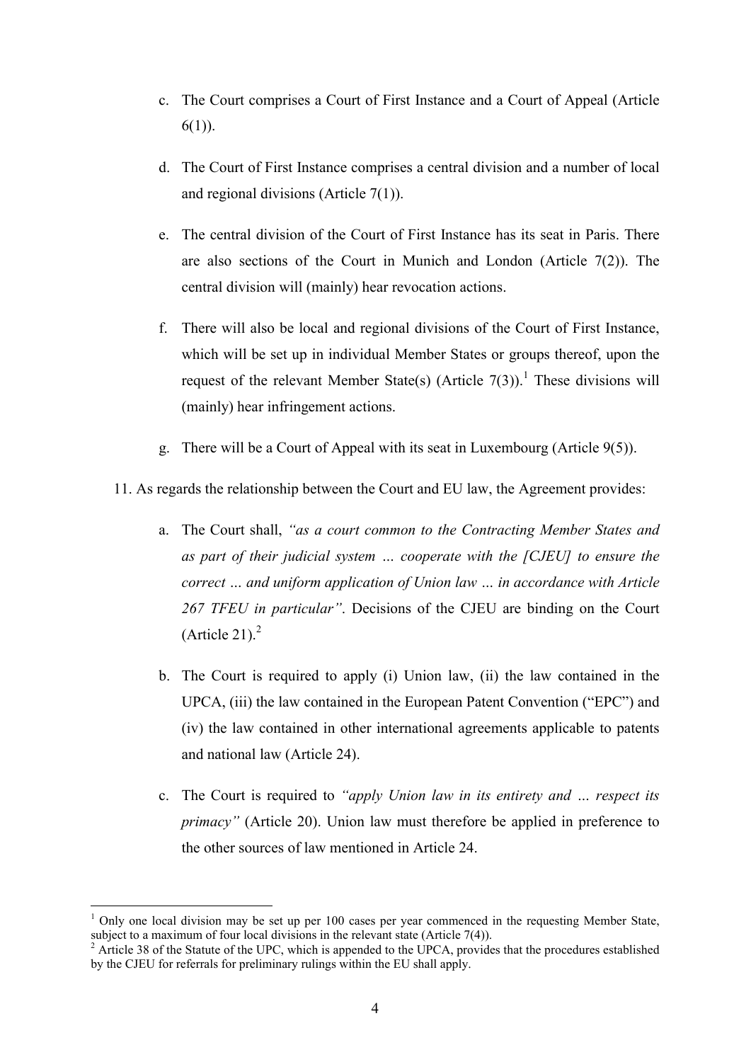c. The Court comprises a Court of First Instance and a Court of Appeal (Article 6(1)).

d. The Court of First Instance comprises a central division and a number of local and regional divisions (Article 7(1)).

e. The central division of the Court of First Instance has its seat in Paris. There are also sections of the Court in Munich and London (Article 7(2)). The central division will (mainly) hear revocation actions.

f. There will also be local and regional divisions of the Court of First Instance, which will be set up in individual Member States or groups thereof, upon the request of the relevant Member State(s) (Article 7(3)).[1] These divisions will (mainly) hear infringement actions.

g. There will be a Court of Appeal with its seat in Luxembourg (Article 9(5)).

11. As regards the relationship between the Court and EU law, the Agreement provides:

a. The Court shall, *"as a court common to the Contracting Member States and as part of their judicial system … cooperate with the [CJEU] to ensure the correct … and uniform application of Union law … in accordance with Article 267 TFEU in particular"*. Decisions of the CJEU are binding on the Court (Article 21).[2]

b. The Court is required to apply (i) Union law, (ii) the law contained in the UPCA, (iii) the law contained in the European Patent Convention ("EPC") and (iv) the law contained in other international agreements applicable to patents and national law (Article 24).

c. The Court is required to *"apply Union law in its entirety and … respect its primacy"* (Article 20). Union law must therefore be applied in preference to the other sources of law mentioned in Article 24.

---

[1] Only one local division may be set up per 100 cases per year commenced in the requesting Member State, subject to a maximum of four local divisions in the relevant state (Article 7(4)).

[2] Article 38 of the Statute of the UPC, which is appended to the UPCA, provides that the procedures established by the CJEU for referrals for preliminary rulings within the EU shall apply.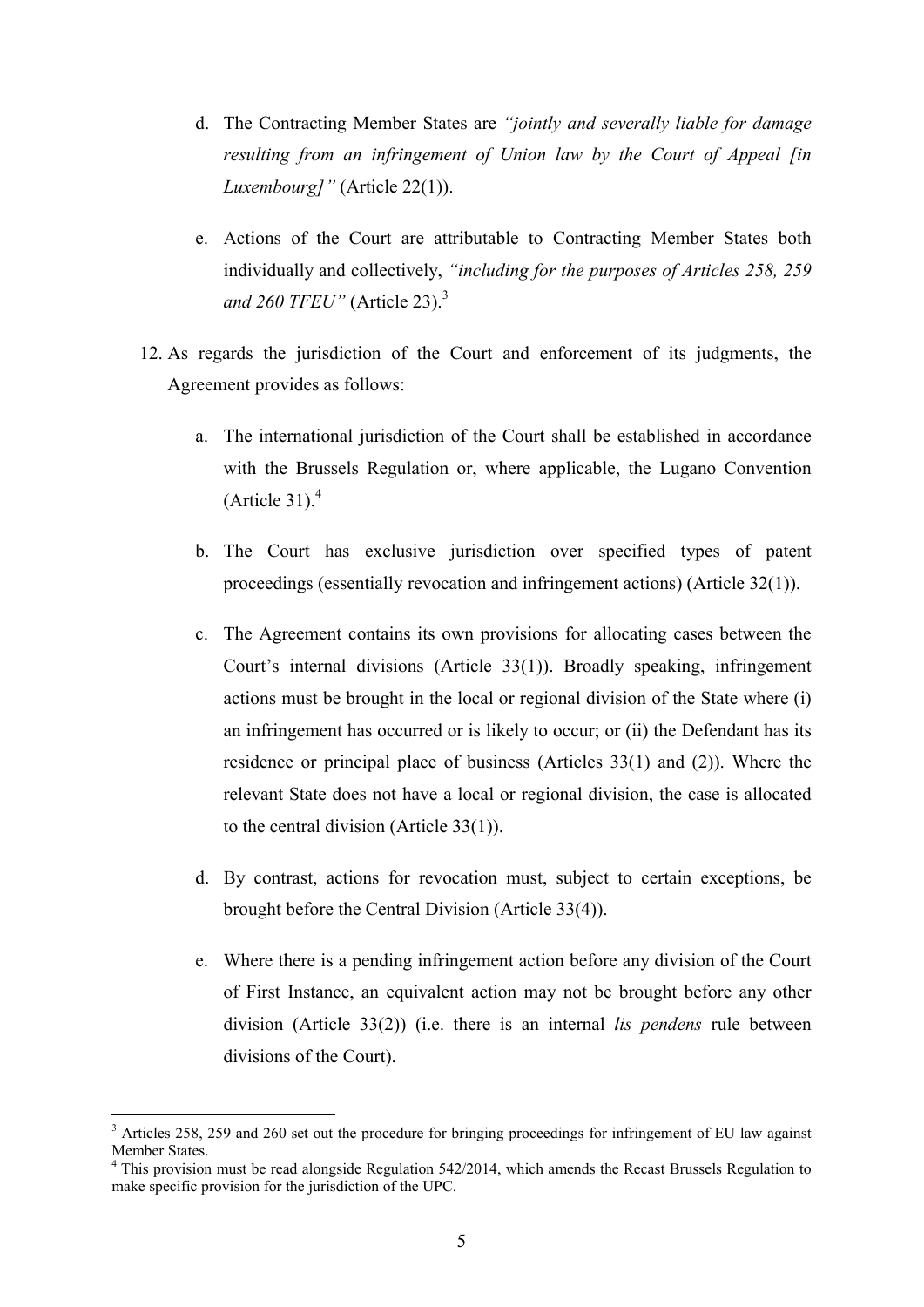d. The Contracting Member States are *"jointly and severally liable for damage resulting from an infringement of Union law by the Court of Appeal [in Luxembourg]"* (Article 22(1)).

e. Actions of the Court are attributable to Contracting Member States both individually and collectively, *"including for the purposes of Articles 258, 259 and 260 TFEU"* (Article 23).[3]

12. As regards the jurisdiction of the Court and enforcement of its judgments, the Agreement provides as follows:

    a. The international jurisdiction of the Court shall be established in accordance with the Brussels Regulation or, where applicable, the Lugano Convention (Article 31).[4]

    b. The Court has exclusive jurisdiction over specified types of patent proceedings (essentially revocation and infringement actions) (Article 32(1)).

    c. The Agreement contains its own provisions for allocating cases between the Court's internal divisions (Article 33(1)). Broadly speaking, infringement actions must be brought in the local or regional division of the State where (i) an infringement has occurred or is likely to occur; or (ii) the Defendant has its residence or principal place of business (Articles 33(1) and (2)). Where the relevant State does not have a local or regional division, the case is allocated to the central division (Article 33(1)).

    d. By contrast, actions for revocation must, subject to certain exceptions, be brought before the Central Division (Article 33(4)).

    e. Where there is a pending infringement action before any division of the Court of First Instance, an equivalent action may not be brought before any other division (Article 33(2)) (i.e. there is an internal *lis pendens* rule between divisions of the Court).

---

[3] Articles 258, 259 and 260 set out the procedure for bringing proceedings for infringement of EU law against Member States.

[4] This provision must be read alongside Regulation 542/2014, which amends the Recast Brussels Regulation to make specific provision for the jurisdiction of the UPC.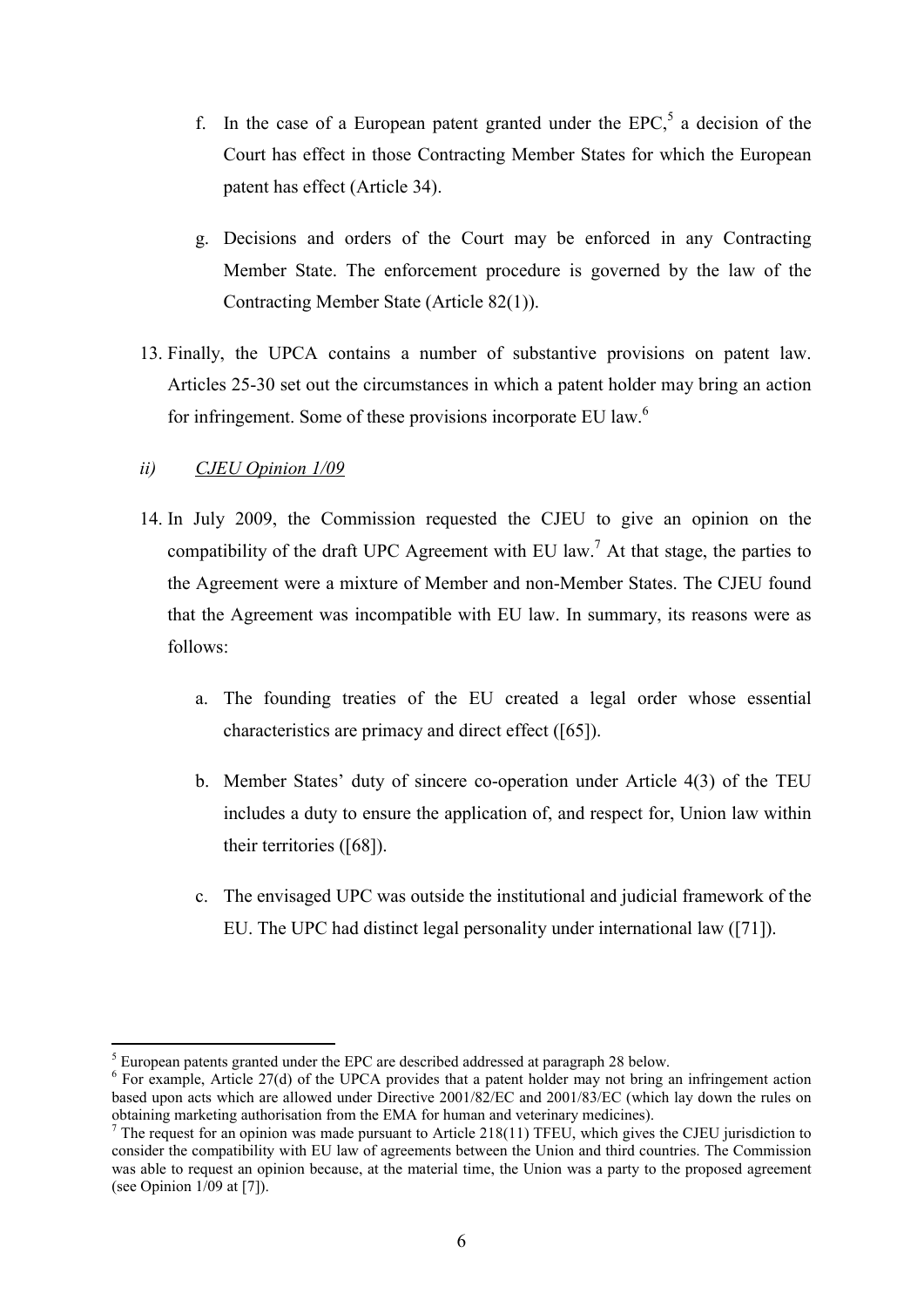f. In the case of a European patent granted under the EPC,[5] a decision of the Court has effect in those Contracting Member States for which the European patent has effect (Article 34).

g. Decisions and orders of the Court may be enforced in any Contracting Member State. The enforcement procedure is governed by the law of the Contracting Member State (Article 82(1)).

13. Finally, the UPCA contains a number of substantive provisions on patent law. Articles 25-30 set out the circumstances in which a patent holder may bring an action for infringement. Some of these provisions incorporate EU law.[6]

*ii) CJEU Opinion 1/09*

14. In July 2009, the Commission requested the CJEU to give an opinion on the compatibility of the draft UPC Agreement with EU law.[7] At that stage, the parties to the Agreement were a mixture of Member and non-Member States. The CJEU found that the Agreement was incompatible with EU law. In summary, its reasons were as follows:

    a. The founding treaties of the EU created a legal order whose essential characteristics are primacy and direct effect ([65]).

    b. Member States' duty of sincere co-operation under Article 4(3) of the TEU includes a duty to ensure the application of, and respect for, Union law within their territories ([68]).

    c. The envisaged UPC was outside the institutional and judicial framework of the EU. The UPC had distinct legal personality under international law ([71]).

---

[5] European patents granted under the EPC are described addressed at paragraph 28 below.

[6] For example, Article 27(d) of the UPCA provides that a patent holder may not bring an infringement action based upon acts which are allowed under Directive 2001/82/EC and 2001/83/EC (which lay down the rules on obtaining marketing authorisation from the EMA for human and veterinary medicines).

[7] The request for an opinion was made pursuant to Article 218(11) TFEU, which gives the CJEU jurisdiction to consider the compatibility with EU law of agreements between the Union and third countries. The Commission was able to request an opinion because, at the material time, the Union was a party to the proposed agreement (see Opinion 1/09 at [7]).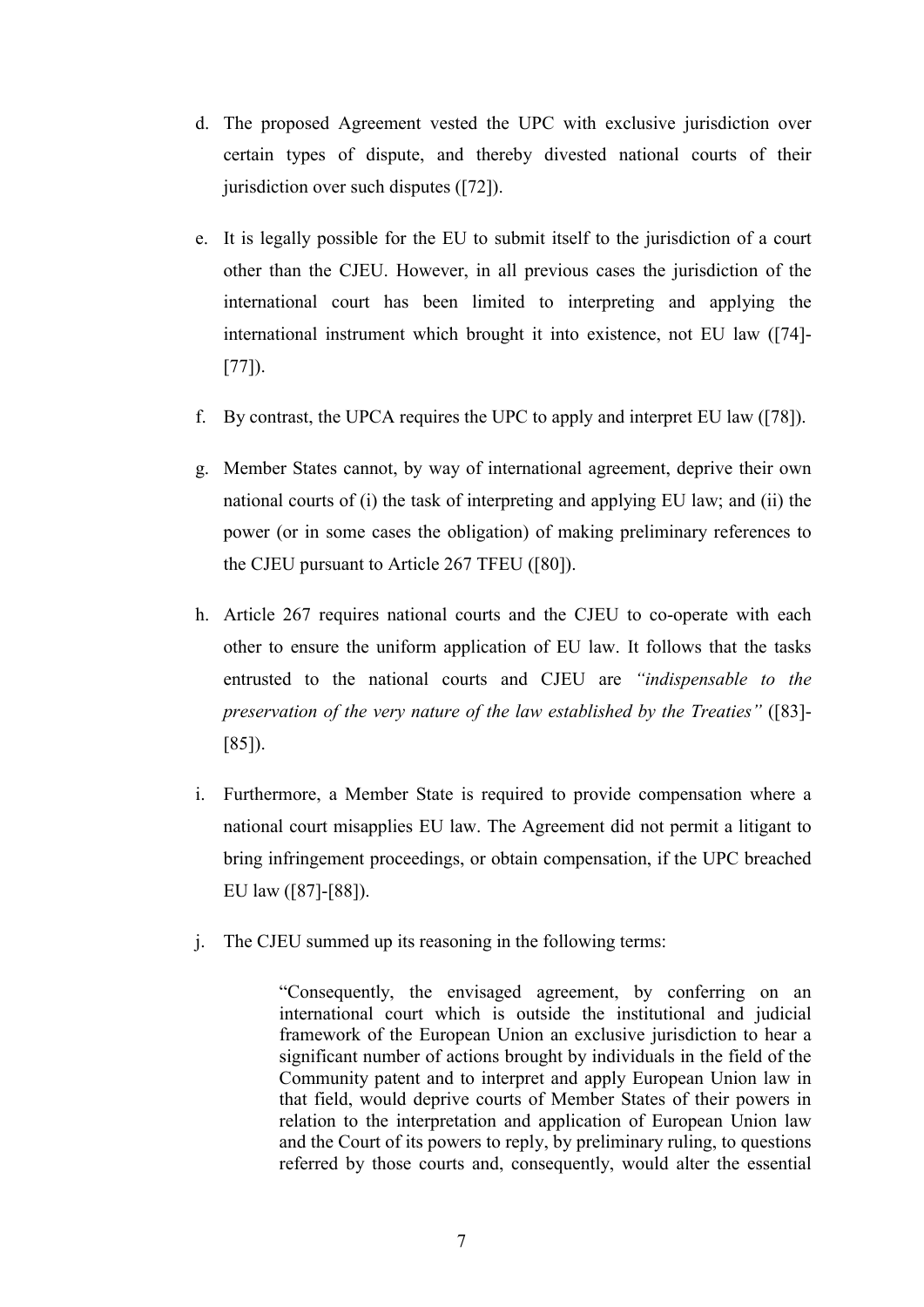d. The proposed Agreement vested the UPC with exclusive jurisdiction over certain types of dispute, and thereby divested national courts of their jurisdiction over such disputes ([72]).

e. It is legally possible for the EU to submit itself to the jurisdiction of a court other than the CJEU. However, in all previous cases the jurisdiction of the international court has been limited to interpreting and applying the international instrument which brought it into existence, not EU law ([74]-[77]).

f. By contrast, the UPCA requires the UPC to apply and interpret EU law ([78]).

g. Member States cannot, by way of international agreement, deprive their own national courts of (i) the task of interpreting and applying EU law; and (ii) the power (or in some cases the obligation) of making preliminary references to the CJEU pursuant to Article 267 TFEU ([80]).

h. Article 267 requires national courts and the CJEU to co-operate with each other to ensure the uniform application of EU law. It follows that the tasks entrusted to the national courts and CJEU are *"indispensable to the preservation of the very nature of the law established by the Treaties"* ([83]-[85]).

i. Furthermore, a Member State is required to provide compensation where a national court misapplies EU law. The Agreement did not permit a litigant to bring infringement proceedings, or obtain compensation, if the UPC breached EU law ([87]-[88]).

j. The CJEU summed up its reasoning in the following terms:

> "Consequently, the envisaged agreement, by conferring on an international court which is outside the institutional and judicial framework of the European Union an exclusive jurisdiction to hear a significant number of actions brought by individuals in the field of the Community patent and to interpret and apply European Union law in that field, would deprive courts of Member States of their powers in relation to the interpretation and application of European Union law and the Court of its powers to reply, by preliminary ruling, to questions referred by those courts and, consequently, would alter the essential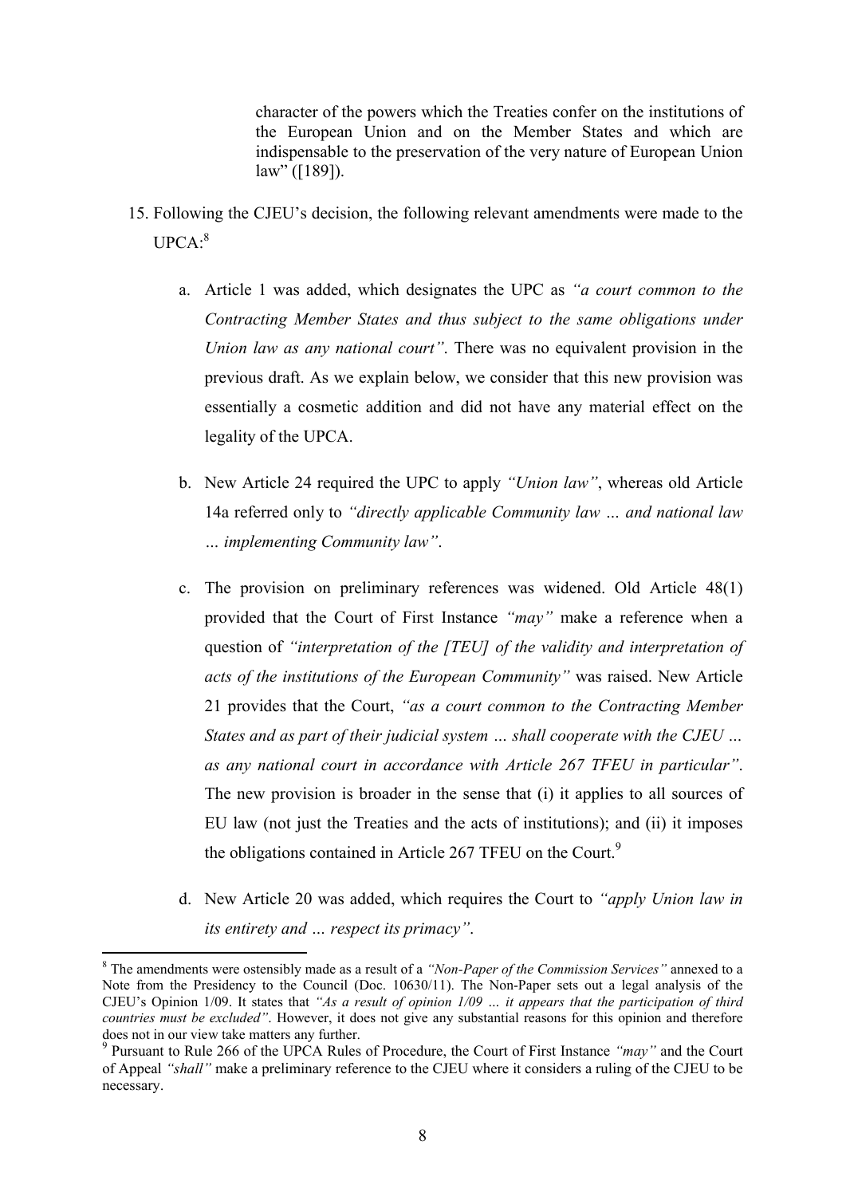> character of the powers which the Treaties confer on the institutions of the European Union and on the Member States and which are indispensable to the preservation of the very nature of European Union law" ([189]).

15. Following the CJEU's decision, the following relevant amendments were made to the UPCA:[8]

    a. Article 1 was added, which designates the UPC as *"a court common to the Contracting Member States and thus subject to the same obligations under Union law as any national court"*. There was no equivalent provision in the previous draft. As we explain below, we consider that this new provision was essentially a cosmetic addition and did not have any material effect on the legality of the UPCA.

    b. New Article 24 required the UPC to apply *"Union law"*, whereas old Article 14a referred only to *"directly applicable Community law … and national law … implementing Community law"*.

    c. The provision on preliminary references was widened. Old Article 48(1) provided that the Court of First Instance *"may"* make a reference when a question of *"interpretation of the [TEU] of the validity and interpretation of acts of the institutions of the European Community"* was raised. New Article 21 provides that the Court, *"as a court common to the Contracting Member States and as part of their judicial system … shall cooperate with the CJEU … as any national court in accordance with Article 267 TFEU in particular"*. The new provision is broader in the sense that (i) it applies to all sources of EU law (not just the Treaties and the acts of institutions); and (ii) it imposes the obligations contained in Article 267 TFEU on the Court.[9]

    d. New Article 20 was added, which requires the Court to *"apply Union law in its entirety and … respect its primacy"*.

---

[8] The amendments were ostensibly made as a result of a *"Non-Paper of the Commission Services"* annexed to a Note from the Presidency to the Council (Doc. 10630/11). The Non-Paper sets out a legal analysis of the CJEU's Opinion 1/09. It states that *"As a result of opinion 1/09 … it appears that the participation of third countries must be excluded"*. However, it does not give any substantial reasons for this opinion and therefore does not in our view take matters any further.

[9] Pursuant to Rule 266 of the UPCA Rules of Procedure, the Court of First Instance *"may"* and the Court of Appeal *"shall"* make a preliminary reference to the CJEU where it considers a ruling of the CJEU to be necessary.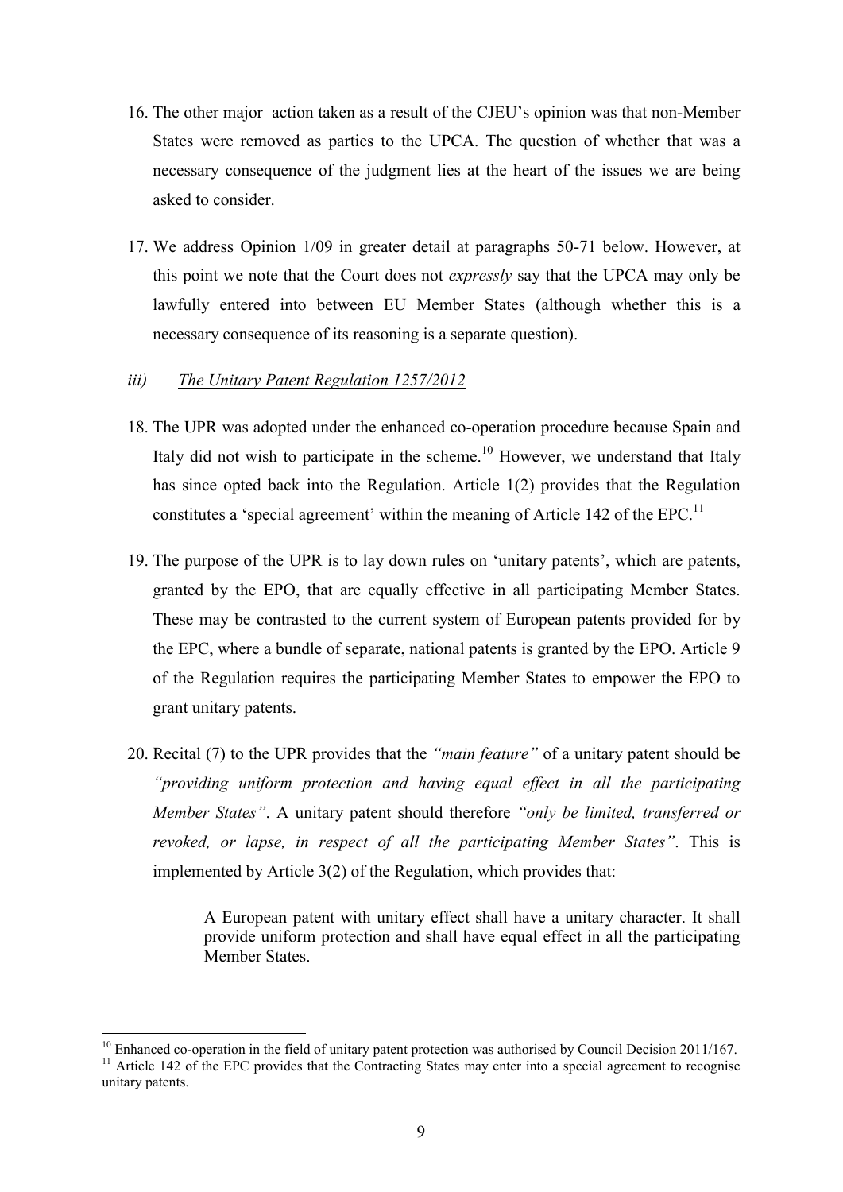16. The other major action taken as a result of the CJEU's opinion was that non-Member States were removed as parties to the UPCA. The question of whether that was a necessary consequence of the judgment lies at the heart of the issues we are being asked to consider.

17. We address Opinion 1/09 in greater detail at paragraphs 50-71 below. However, at this point we note that the Court does not *expressly* say that the UPCA may only be lawfully entered into between EU Member States (although whether this is a necessary consequence of its reasoning is a separate question).

### *iii) The Unitary Patent Regulation 1257/2012*

18. The UPR was adopted under the enhanced co-operation procedure because Spain and Italy did not wish to participate in the scheme.[10] However, we understand that Italy has since opted back into the Regulation. Article 1(2) provides that the Regulation constitutes a 'special agreement' within the meaning of Article 142 of the EPC.[11]

19. The purpose of the UPR is to lay down rules on 'unitary patents', which are patents, granted by the EPO, that are equally effective in all participating Member States. These may be contrasted to the current system of European patents provided for by the EPC, where a bundle of separate, national patents is granted by the EPO. Article 9 of the Regulation requires the participating Member States to empower the EPO to grant unitary patents.

20. Recital (7) to the UPR provides that the *"main feature"* of a unitary patent should be *"providing uniform protection and having equal effect in all the participating Member States"*. A unitary patent should therefore *"only be limited, transferred or revoked, or lapse, in respect of all the participating Member States"*. This is implemented by Article 3(2) of the Regulation, which provides that:

> A European patent with unitary effect shall have a unitary character. It shall provide uniform protection and shall have equal effect in all the participating Member States.

---

[10] Enhanced co-operation in the field of unitary patent protection was authorised by Council Decision 2011/167.

[11] Article 142 of the EPC provides that the Contracting States may enter into a special agreement to recognise unitary patents.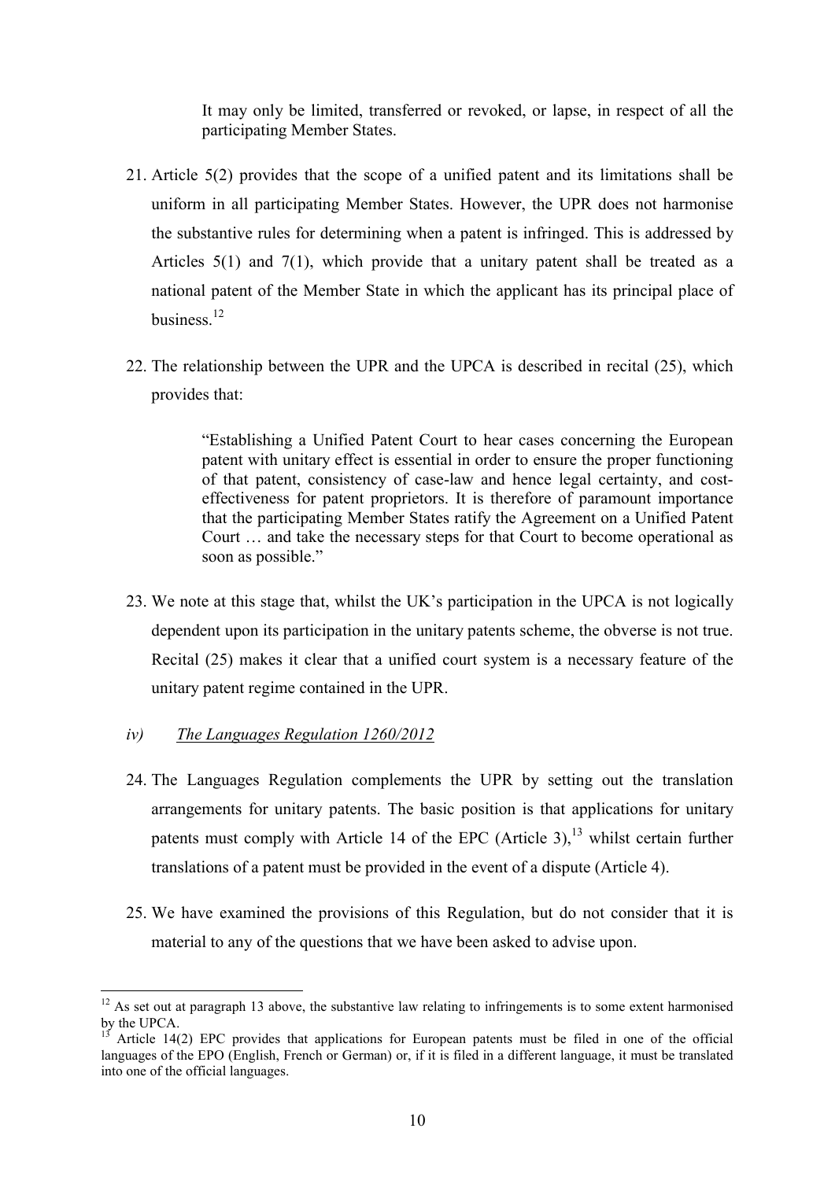It may only be limited, transferred or revoked, or lapse, in respect of all the participating Member States.

21. Article 5(2) provides that the scope of a unified patent and its limitations shall be uniform in all participating Member States. However, the UPR does not harmonise the substantive rules for determining when a patent is infringed. This is addressed by Articles 5(1) and 7(1), which provide that a unitary patent shall be treated as a national patent of the Member State in which the applicant has its principal place of business.[12]

22. The relationship between the UPR and the UPCA is described in recital (25), which provides that:

> "Establishing a Unified Patent Court to hear cases concerning the European patent with unitary effect is essential in order to ensure the proper functioning of that patent, consistency of case-law and hence legal certainty, and cost-effectiveness for patent proprietors. It is therefore of paramount importance that the participating Member States ratify the Agreement on a Unified Patent Court … and take the necessary steps for that Court to become operational as soon as possible."

23. We note at this stage that, whilst the UK's participation in the UPCA is not logically dependent upon its participation in the unitary patents scheme, the obverse is not true. Recital (25) makes it clear that a unified court system is a necessary feature of the unitary patent regime contained in the UPR.

*iv) The Languages Regulation 1260/2012*

24. The Languages Regulation complements the UPR by setting out the translation arrangements for unitary patents. The basic position is that applications for unitary patents must comply with Article 14 of the EPC (Article 3),[13] whilst certain further translations of a patent must be provided in the event of a dispute (Article 4).

25. We have examined the provisions of this Regulation, but do not consider that it is material to any of the questions that we have been asked to advise upon.

---

[12] As set out at paragraph 13 above, the substantive law relating to infringements is to some extent harmonised by the UPCA.

[13] Article 14(2) EPC provides that applications for European patents must be filed in one of the official languages of the EPO (English, French or German) or, if it is filed in a different language, it must be translated into one of the official languages.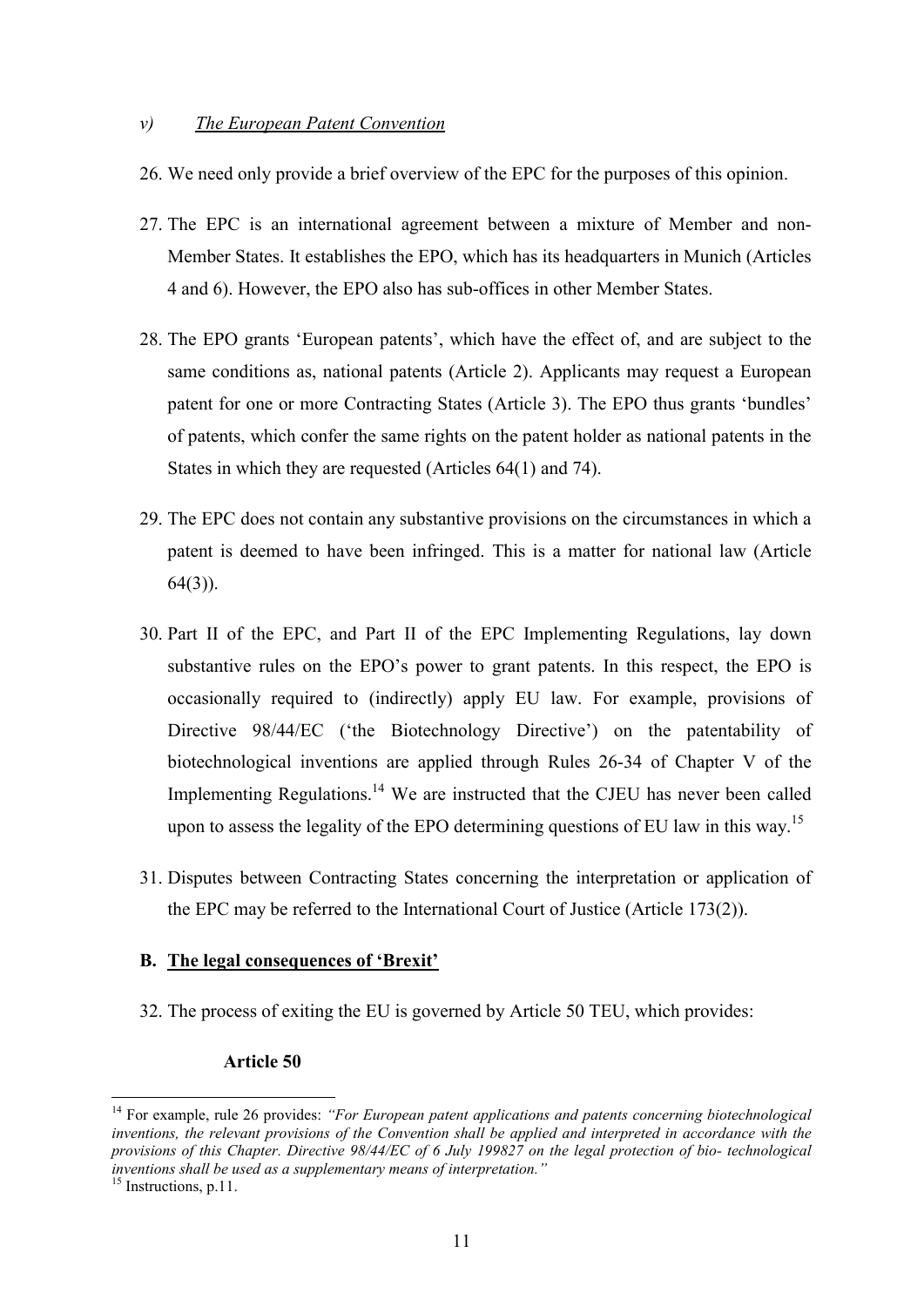*v) The European Patent Convention*

26. We need only provide a brief overview of the EPC for the purposes of this opinion.

27. The EPC is an international agreement between a mixture of Member and non-Member States. It establishes the EPO, which has its headquarters in Munich (Articles 4 and 6). However, the EPO also has sub-offices in other Member States.

28. The EPO grants 'European patents', which have the effect of, and are subject to the same conditions as, national patents (Article 2). Applicants may request a European patent for one or more Contracting States (Article 3). The EPO thus grants 'bundles' of patents, which confer the same rights on the patent holder as national patents in the States in which they are requested (Articles 64(1) and 74).

29. The EPC does not contain any substantive provisions on the circumstances in which a patent is deemed to have been infringed. This is a matter for national law (Article 64(3)).

30. Part II of the EPC, and Part II of the EPC Implementing Regulations, lay down substantive rules on the EPO's power to grant patents. In this respect, the EPO is occasionally required to (indirectly) apply EU law. For example, provisions of Directive 98/44/EC ('the Biotechnology Directive') on the patentability of biotechnological inventions are applied through Rules 26-34 of Chapter V of the Implementing Regulations.[14] We are instructed that the CJEU has never been called upon to assess the legality of the EPO determining questions of EU law in this way.[15]

31. Disputes between Contracting States concerning the interpretation or application of the EPC may be referred to the International Court of Justice (Article 173(2)).

## B. The legal consequences of 'Brexit'

32. The process of exiting the EU is governed by Article 50 TEU, which provides:

**Article 50**

---

[14] For example, rule 26 provides: *"For European patent applications and patents concerning biotechnological inventions, the relevant provisions of the Convention shall be applied and interpreted in accordance with the provisions of this Chapter. Directive 98/44/EC of 6 July 199827 on the legal protection of bio- technological inventions shall be used as a supplementary means of interpretation."*

[15] Instructions, p.11.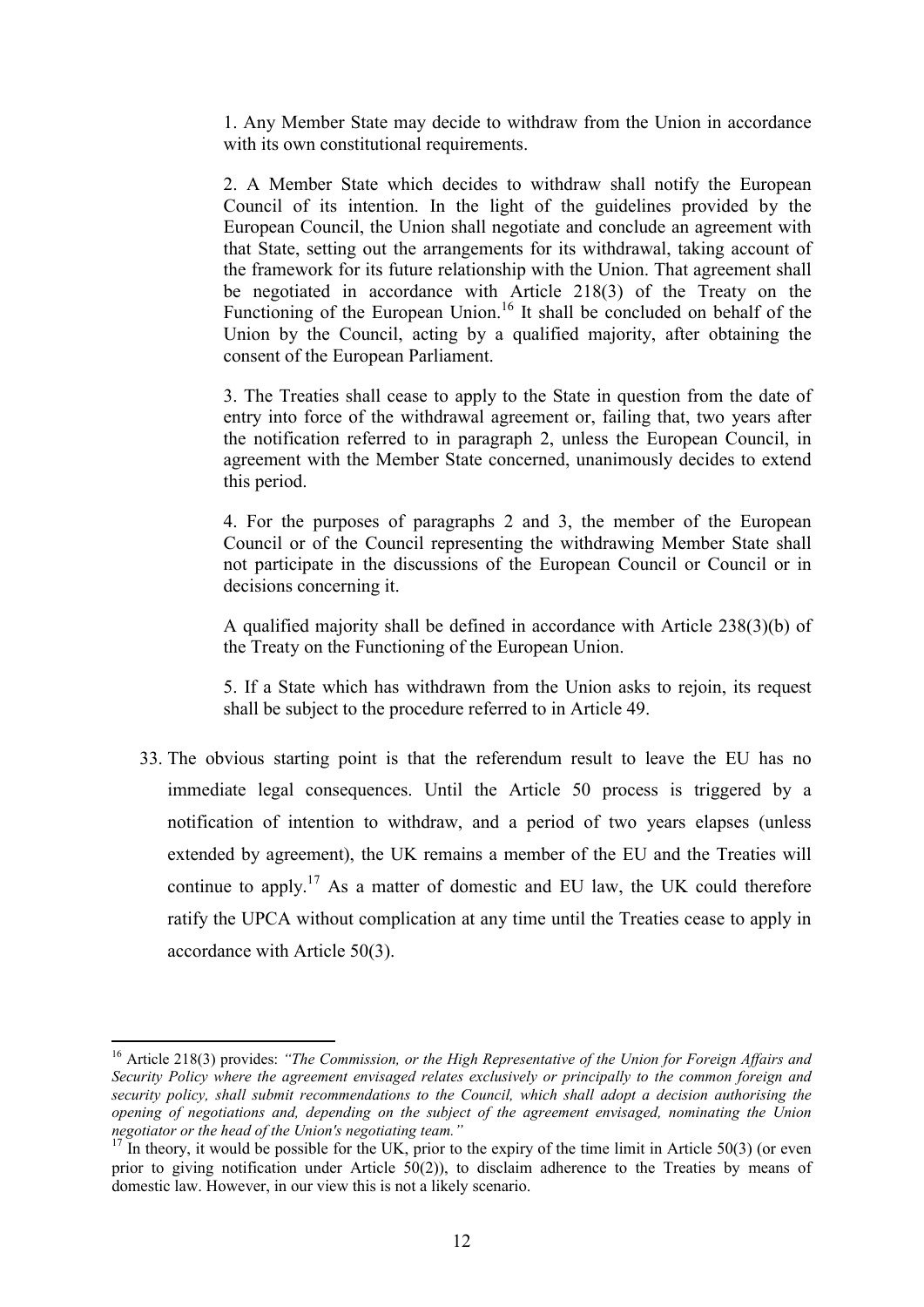> 1. Any Member State may decide to withdraw from the Union in accordance with its own constitutional requirements.
>
> 2. A Member State which decides to withdraw shall notify the European Council of its intention. In the light of the guidelines provided by the European Council, the Union shall negotiate and conclude an agreement with that State, setting out the arrangements for its withdrawal, taking account of the framework for its future relationship with the Union. That agreement shall be negotiated in accordance with Article 218(3) of the Treaty on the Functioning of the European Union.[16] It shall be concluded on behalf of the Union by the Council, acting by a qualified majority, after obtaining the consent of the European Parliament.
>
> 3. The Treaties shall cease to apply to the State in question from the date of entry into force of the withdrawal agreement or, failing that, two years after the notification referred to in paragraph 2, unless the European Council, in agreement with the Member State concerned, unanimously decides to extend this period.
>
> 4. For the purposes of paragraphs 2 and 3, the member of the European Council or of the Council representing the withdrawing Member State shall not participate in the discussions of the European Council or Council or in decisions concerning it.
>
> A qualified majority shall be defined in accordance with Article 238(3)(b) of the Treaty on the Functioning of the European Union.
>
> 5. If a State which has withdrawn from the Union asks to rejoin, its request shall be subject to the procedure referred to in Article 49.

33. The obvious starting point is that the referendum result to leave the EU has no immediate legal consequences. Until the Article 50 process is triggered by a notification of intention to withdraw, and a period of two years elapses (unless extended by agreement), the UK remains a member of the EU and the Treaties will continue to apply.[17] As a matter of domestic and EU law, the UK could therefore ratify the UPCA without complication at any time until the Treaties cease to apply in accordance with Article 50(3).

---

[16] Article 218(3) provides: *"The Commission, or the High Representative of the Union for Foreign Affairs and Security Policy where the agreement envisaged relates exclusively or principally to the common foreign and security policy, shall submit recommendations to the Council, which shall adopt a decision authorising the opening of negotiations and, depending on the subject of the agreement envisaged, nominating the Union negotiator or the head of the Union's negotiating team."*

[17] In theory, it would be possible for the UK, prior to the expiry of the time limit in Article 50(3) (or even prior to giving notification under Article 50(2)), to disclaim adherence to the Treaties by means of domestic law. However, in our view this is not a likely scenario.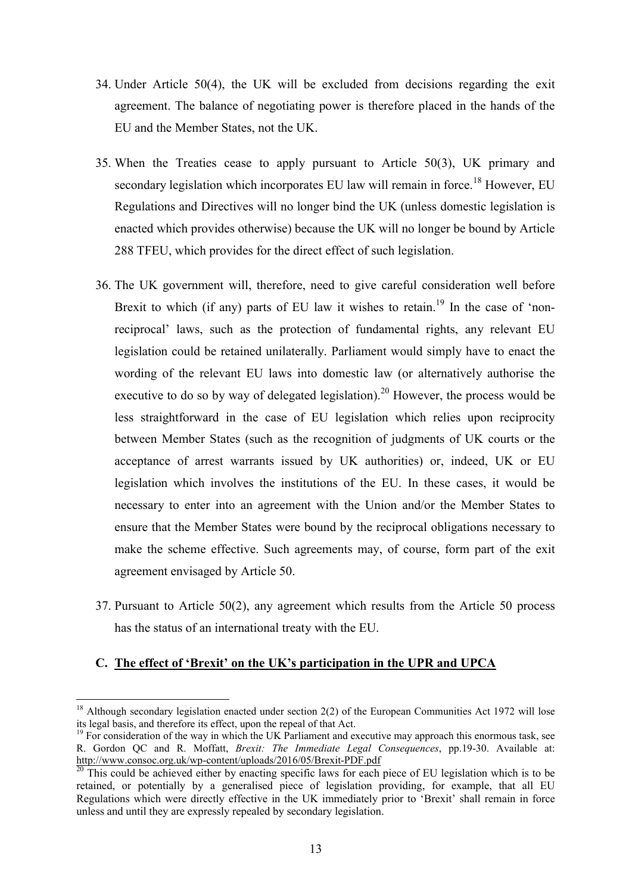34. Under Article 50(4), the UK will be excluded from decisions regarding the exit agreement. The balance of negotiating power is therefore placed in the hands of the EU and the Member States, not the UK.

35. When the Treaties cease to apply pursuant to Article 50(3), UK primary and secondary legislation which incorporates EU law will remain in force.[18] However, EU Regulations and Directives will no longer bind the UK (unless domestic legislation is enacted which provides otherwise) because the UK will no longer be bound by Article 288 TFEU, which provides for the direct effect of such legislation.

36. The UK government will, therefore, need to give careful consideration well before Brexit to which (if any) parts of EU law it wishes to retain.[19] In the case of 'non-reciprocal' laws, such as the protection of fundamental rights, any relevant EU legislation could be retained unilaterally. Parliament would simply have to enact the wording of the relevant EU laws into domestic law (or alternatively authorise the executive to do so by way of delegated legislation).[20] However, the process would be less straightforward in the case of EU legislation which relies upon reciprocity between Member States (such as the recognition of judgments of UK courts or the acceptance of arrest warrants issued by UK authorities) or, indeed, UK or EU legislation which involves the institutions of the EU. In these cases, it would be necessary to enter into an agreement with the Union and/or the Member States to ensure that the Member States were bound by the reciprocal obligations necessary to make the scheme effective. Such agreements may, of course, form part of the exit agreement envisaged by Article 50.

37. Pursuant to Article 50(2), any agreement which results from the Article 50 process has the status of an international treaty with the EU.

## C. The effect of 'Brexit' on the UK's participation in the UPR and UPCA

---

[18] Although secondary legislation enacted under section 2(2) of the European Communities Act 1972 will lose its legal basis, and therefore its effect, upon the repeal of that Act.

[19] For consideration of the way in which the UK Parliament and executive may approach this enormous task, see R. Gordon QC and R. Moffatt, *Brexit: The Immediate Legal Consequences*, pp.19-30. Available at: http://www.consoc.org.uk/wp-content/uploads/2016/05/Brexit-PDF.pdf

[20] This could be achieved either by enacting specific laws for each piece of EU legislation which is to be retained, or potentially by a generalised piece of legislation providing, for example, that all EU Regulations which were directly effective in the UK immediately prior to 'Brexit' shall remain in force unless and until they are expressly repealed by secondary legislation.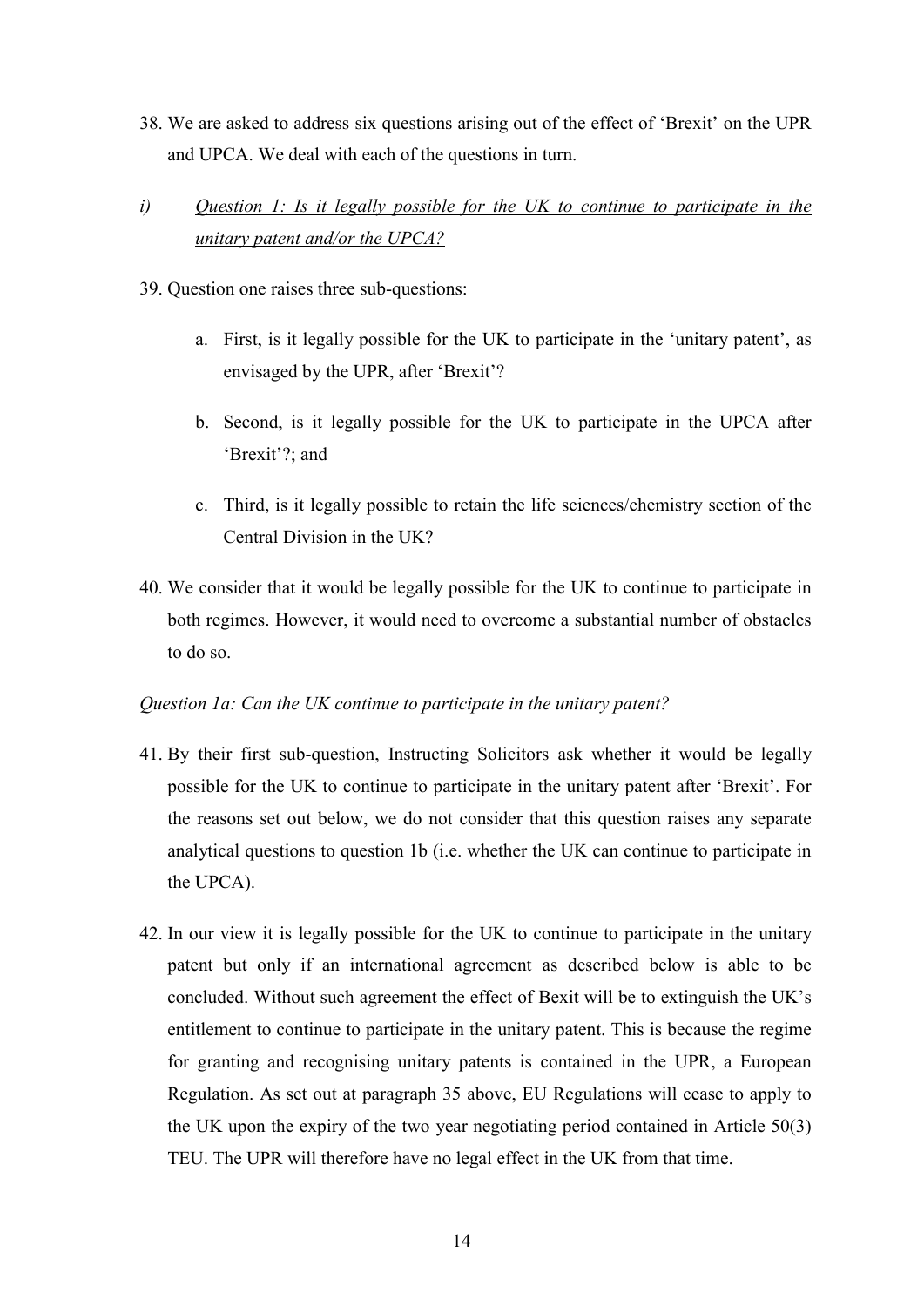38. We are asked to address six questions arising out of the effect of 'Brexit' on the UPR and UPCA. We deal with each of the questions in turn.

*i)* *<u>Question 1: Is it legally possible for the UK to continue to participate in the unitary patent and/or the UPCA?</u>*

39. Question one raises three sub-questions:

    a. First, is it legally possible for the UK to participate in the 'unitary patent', as envisaged by the UPR, after 'Brexit'?

    b. Second, is it legally possible for the UK to participate in the UPCA after 'Brexit'?; and

    c. Third, is it legally possible to retain the life sciences/chemistry section of the Central Division in the UK?

40. We consider that it would be legally possible for the UK to continue to participate in both regimes. However, it would need to overcome a substantial number of obstacles to do so.

*Question 1a: Can the UK continue to participate in the unitary patent?*

41. By their first sub-question, Instructing Solicitors ask whether it would be legally possible for the UK to continue to participate in the unitary patent after 'Brexit'. For the reasons set out below, we do not consider that this question raises any separate analytical questions to question 1b (i.e. whether the UK can continue to participate in the UPCA).

42. In our view it is legally possible for the UK to continue to participate in the unitary patent but only if an international agreement as described below is able to be concluded. Without such agreement the effect of Bexit will be to extinguish the UK's entitlement to continue to participate in the unitary patent. This is because the regime for granting and recognising unitary patents is contained in the UPR, a European Regulation. As set out at paragraph 35 above, EU Regulations will cease to apply to the UK upon the expiry of the two year negotiating period contained in Article 50(3) TEU. The UPR will therefore have no legal effect in the UK from that time.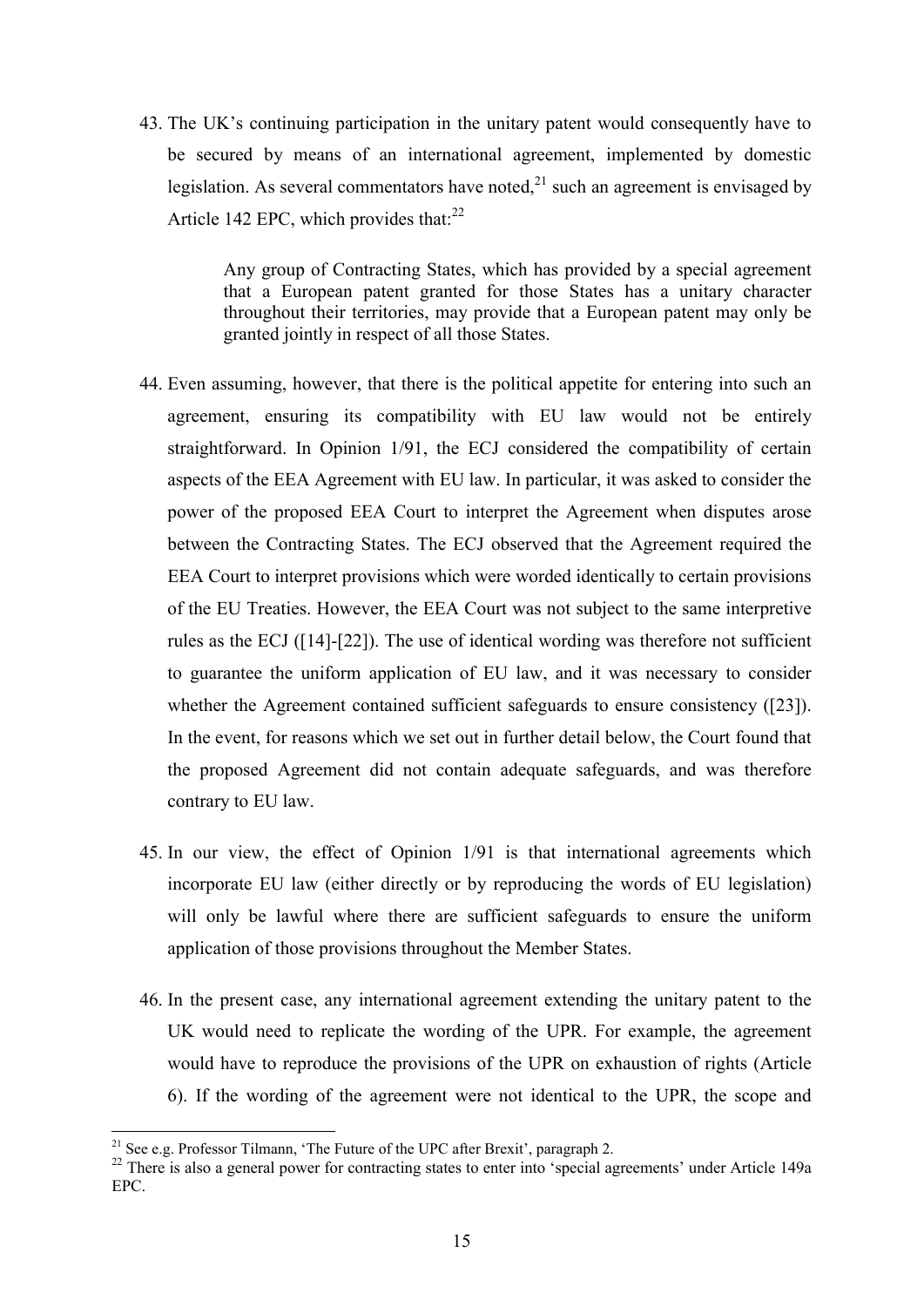43. The UK's continuing participation in the unitary patent would consequently have to be secured by means of an international agreement, implemented by domestic legislation. As several commentators have noted,[21] such an agreement is envisaged by Article 142 EPC, which provides that:[22]

> Any group of Contracting States, which has provided by a special agreement that a European patent granted for those States has a unitary character throughout their territories, may provide that a European patent may only be granted jointly in respect of all those States.

44. Even assuming, however, that there is the political appetite for entering into such an agreement, ensuring its compatibility with EU law would not be entirely straightforward. In Opinion 1/91, the ECJ considered the compatibility of certain aspects of the EEA Agreement with EU law. In particular, it was asked to consider the power of the proposed EEA Court to interpret the Agreement when disputes arose between the Contracting States. The ECJ observed that the Agreement required the EEA Court to interpret provisions which were worded identically to certain provisions of the EU Treaties. However, the EEA Court was not subject to the same interpretive rules as the ECJ ([14]-[22]). The use of identical wording was therefore not sufficient to guarantee the uniform application of EU law, and it was necessary to consider whether the Agreement contained sufficient safeguards to ensure consistency ([23]). In the event, for reasons which we set out in further detail below, the Court found that the proposed Agreement did not contain adequate safeguards, and was therefore contrary to EU law.

45. In our view, the effect of Opinion 1/91 is that international agreements which incorporate EU law (either directly or by reproducing the words of EU legislation) will only be lawful where there are sufficient safeguards to ensure the uniform application of those provisions throughout the Member States.

46. In the present case, any international agreement extending the unitary patent to the UK would need to replicate the wording of the UPR. For example, the agreement would have to reproduce the provisions of the UPR on exhaustion of rights (Article 6). If the wording of the agreement were not identical to the UPR, the scope and

---

[21] See e.g. Professor Tilmann, 'The Future of the UPC after Brexit', paragraph 2.

[22] There is also a general power for contracting states to enter into 'special agreements' under Article 149a EPC.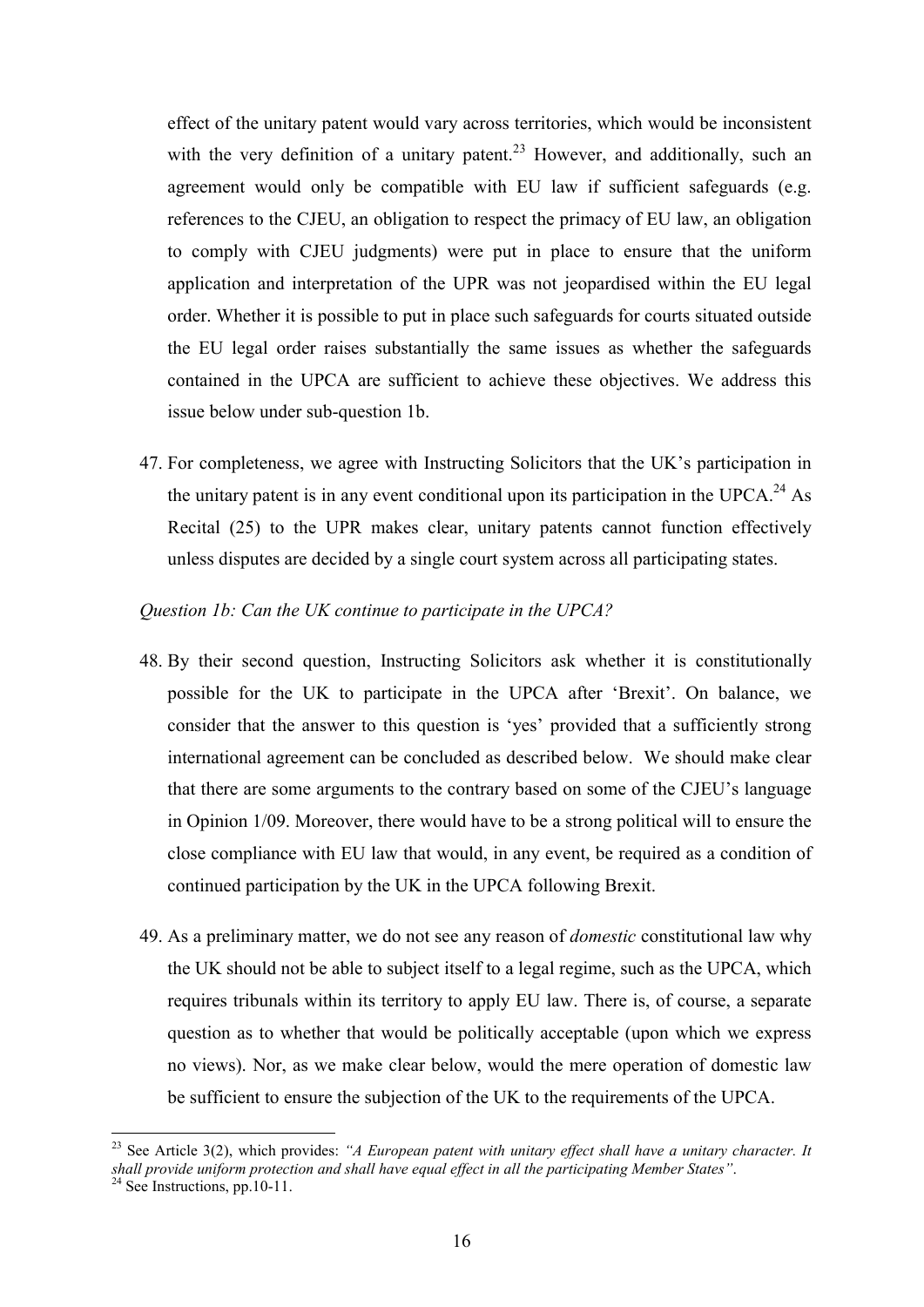effect of the unitary patent would vary across territories, which would be inconsistent with the very definition of a unitary patent.[23] However, and additionally, such an agreement would only be compatible with EU law if sufficient safeguards (e.g. references to the CJEU, an obligation to respect the primacy of EU law, an obligation to comply with CJEU judgments) were put in place to ensure that the uniform application and interpretation of the UPR was not jeopardised within the EU legal order. Whether it is possible to put in place such safeguards for courts situated outside the EU legal order raises substantially the same issues as whether the safeguards contained in the UPCA are sufficient to achieve these objectives. We address this issue below under sub-question 1b.

47. For completeness, we agree with Instructing Solicitors that the UK's participation in the unitary patent is in any event conditional upon its participation in the UPCA.[24] As Recital (25) to the UPR makes clear, unitary patents cannot function effectively unless disputes are decided by a single court system across all participating states.

*Question 1b: Can the UK continue to participate in the UPCA?*

48. By their second question, Instructing Solicitors ask whether it is constitutionally possible for the UK to participate in the UPCA after 'Brexit'. On balance, we consider that the answer to this question is 'yes' provided that a sufficiently strong international agreement can be concluded as described below. We should make clear that there are some arguments to the contrary based on some of the CJEU's language in Opinion 1/09. Moreover, there would have to be a strong political will to ensure the close compliance with EU law that would, in any event, be required as a condition of continued participation by the UK in the UPCA following Brexit.

49. As a preliminary matter, we do not see any reason of *domestic* constitutional law why the UK should not be able to subject itself to a legal regime, such as the UPCA, which requires tribunals within its territory to apply EU law. There is, of course, a separate question as to whether that would be politically acceptable (upon which we express no views). Nor, as we make clear below, would the mere operation of domestic law be sufficient to ensure the subjection of the UK to the requirements of the UPCA.

---

[23] See Article 3(2), which provides: *"A European patent with unitary effect shall have a unitary character. It shall provide uniform protection and shall have equal effect in all the participating Member States"*.

[24] See Instructions, pp.10-11.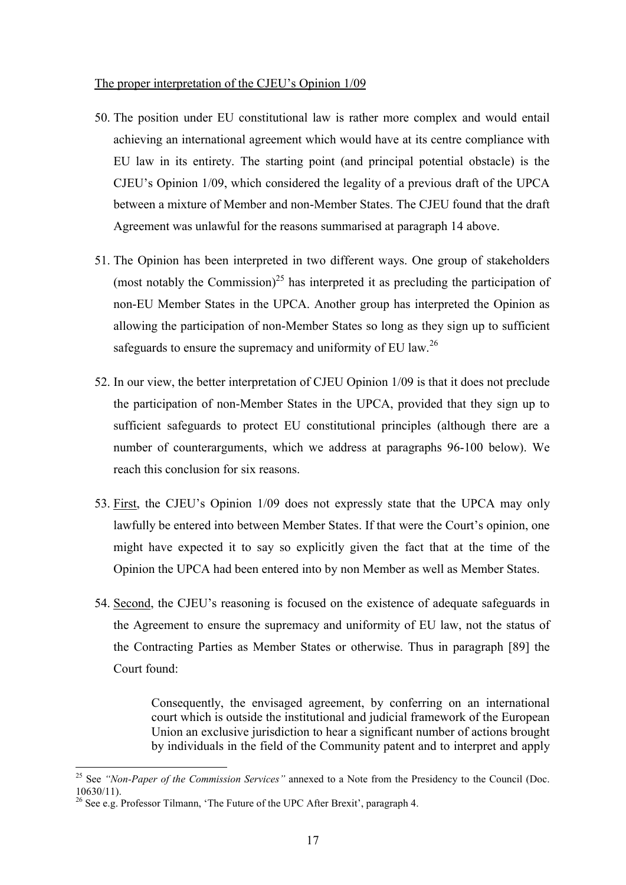The proper interpretation of the CJEU's Opinion 1/09

50. The position under EU constitutional law is rather more complex and would entail achieving an international agreement which would have at its centre compliance with EU law in its entirety. The starting point (and principal potential obstacle) is the CJEU's Opinion 1/09, which considered the legality of a previous draft of the UPCA between a mixture of Member and non-Member States. The CJEU found that the draft Agreement was unlawful for the reasons summarised at paragraph 14 above.

51. The Opinion has been interpreted in two different ways. One group of stakeholders (most notably the Commission)[25] has interpreted it as precluding the participation of non-EU Member States in the UPCA. Another group has interpreted the Opinion as allowing the participation of non-Member States so long as they sign up to sufficient safeguards to ensure the supremacy and uniformity of EU law.[26]

52. In our view, the better interpretation of CJEU Opinion 1/09 is that it does not preclude the participation of non-Member States in the UPCA, provided that they sign up to sufficient safeguards to protect EU constitutional principles (although there are a number of counterarguments, which we address at paragraphs 96-100 below). We reach this conclusion for six reasons.

53. First, the CJEU's Opinion 1/09 does not expressly state that the UPCA may only lawfully be entered into between Member States. If that were the Court's opinion, one might have expected it to say so explicitly given the fact that at the time of the Opinion the UPCA had been entered into by non Member as well as Member States.

54. Second, the CJEU's reasoning is focused on the existence of adequate safeguards in the Agreement to ensure the supremacy and uniformity of EU law, not the status of the Contracting Parties as Member States or otherwise. Thus in paragraph [89] the Court found:

> Consequently, the envisaged agreement, by conferring on an international court which is outside the institutional and judicial framework of the European Union an exclusive jurisdiction to hear a significant number of actions brought by individuals in the field of the Community patent and to interpret and apply

---

[25] See *"Non-Paper of the Commission Services"* annexed to a Note from the Presidency to the Council (Doc. 10630/11).

[26] See e.g. Professor Tilmann, 'The Future of the UPC After Brexit', paragraph 4.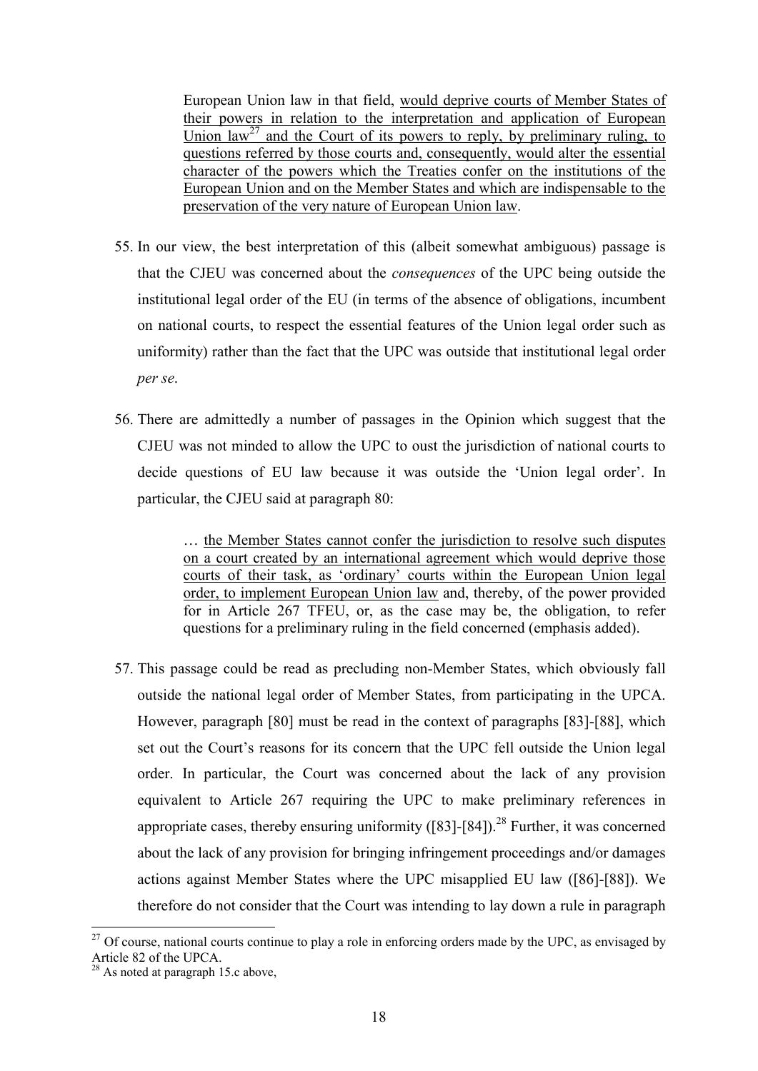> European Union law in that field, <u>would deprive courts of Member States of their powers in relation to the interpretation and application of European Union law[27] and the Court of its powers to reply, by preliminary ruling, to questions referred by those courts and, consequently, would alter the essential character of the powers which the Treaties confer on the institutions of the European Union and on the Member States and which are indispensable to the preservation of the very nature of European Union law</u>.

55. In our view, the best interpretation of this (albeit somewhat ambiguous) passage is that the CJEU was concerned about the *consequences* of the UPC being outside the institutional legal order of the EU (in terms of the absence of obligations, incumbent on national courts, to respect the essential features of the Union legal order such as uniformity) rather than the fact that the UPC was outside that institutional legal order *per se*.

56. There are admittedly a number of passages in the Opinion which suggest that the CJEU was not minded to allow the UPC to oust the jurisdiction of national courts to decide questions of EU law because it was outside the 'Union legal order'. In particular, the CJEU said at paragraph 80:

> … <u>the Member States cannot confer the jurisdiction to resolve such disputes on a court created by an international agreement which would deprive those courts of their task, as 'ordinary' courts within the European Union legal order, to implement European Union law</u> and, thereby, of the power provided for in Article 267 TFEU, or, as the case may be, the obligation, to refer questions for a preliminary ruling in the field concerned (emphasis added).

57. This passage could be read as precluding non-Member States, which obviously fall outside the national legal order of Member States, from participating in the UPCA. However, paragraph [80] must be read in the context of paragraphs [83]-[88], which set out the Court's reasons for its concern that the UPC fell outside the Union legal order. In particular, the Court was concerned about the lack of any provision equivalent to Article 267 requiring the UPC to make preliminary references in appropriate cases, thereby ensuring uniformity ([83]-[84]).[28] Further, it was concerned about the lack of any provision for bringing infringement proceedings and/or damages actions against Member States where the UPC misapplied EU law ([86]-[88]). We therefore do not consider that the Court was intending to lay down a rule in paragraph

---

[27] Of course, national courts continue to play a role in enforcing orders made by the UPC, as envisaged by Article 82 of the UPCA.

[28] As noted at paragraph 15.c above,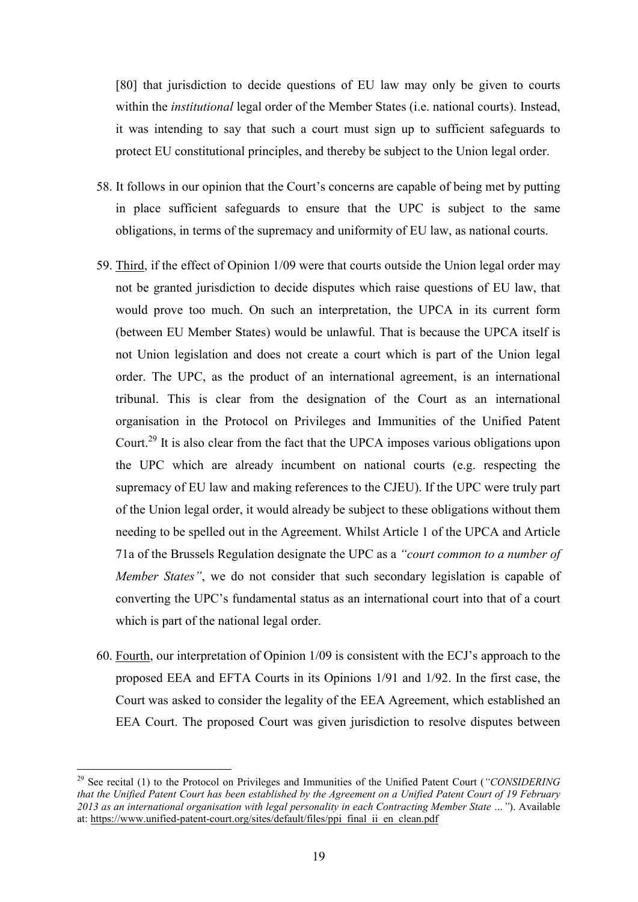[80] that jurisdiction to decide questions of EU law may only be given to courts within the *institutional* legal order of the Member States (i.e. national courts). Instead, it was intending to say that such a court must sign up to sufficient safeguards to protect EU constitutional principles, and thereby be subject to the Union legal order.

58. It follows in our opinion that the Court's concerns are capable of being met by putting in place sufficient safeguards to ensure that the UPC is subject to the same obligations, in terms of the supremacy and uniformity of EU law, as national courts.

59. Third, if the effect of Opinion 1/09 were that courts outside the Union legal order may not be granted jurisdiction to decide disputes which raise questions of EU law, that would prove too much. On such an interpretation, the UPCA in its current form (between EU Member States) would be unlawful. That is because the UPCA itself is not Union legislation and does not create a court which is part of the Union legal order. The UPC, as the product of an international agreement, is an international tribunal. This is clear from the designation of the Court as an international organisation in the Protocol on Privileges and Immunities of the Unified Patent Court.[29] It is also clear from the fact that the UPCA imposes various obligations upon the UPC which are already incumbent on national courts (e.g. respecting the supremacy of EU law and making references to the CJEU). If the UPC were truly part of the Union legal order, it would already be subject to these obligations without them needing to be spelled out in the Agreement. Whilst Article 1 of the UPCA and Article 71a of the Brussels Regulation designate the UPC as a *"court common to a number of Member States"*, we do not consider that such secondary legislation is capable of converting the UPC's fundamental status as an international court into that of a court which is part of the national legal order.

60. Fourth, our interpretation of Opinion 1/09 is consistent with the ECJ's approach to the proposed EEA and EFTA Courts in its Opinions 1/91 and 1/92. In the first case, the Court was asked to consider the legality of the EEA Agreement, which established an EEA Court. The proposed Court was given jurisdiction to resolve disputes between

---

[29] See recital (1) to the Protocol on Privileges and Immunities of the Unified Patent Court (*"CONSIDERING that the Unified Patent Court has been established by the Agreement on a Unified Patent Court of 19 February 2013 as an international organisation with legal personality in each Contracting Member State …"*). Available at: https://www.unified-patent-court.org/sites/default/files/ppi_final_ii_en_clean.pdf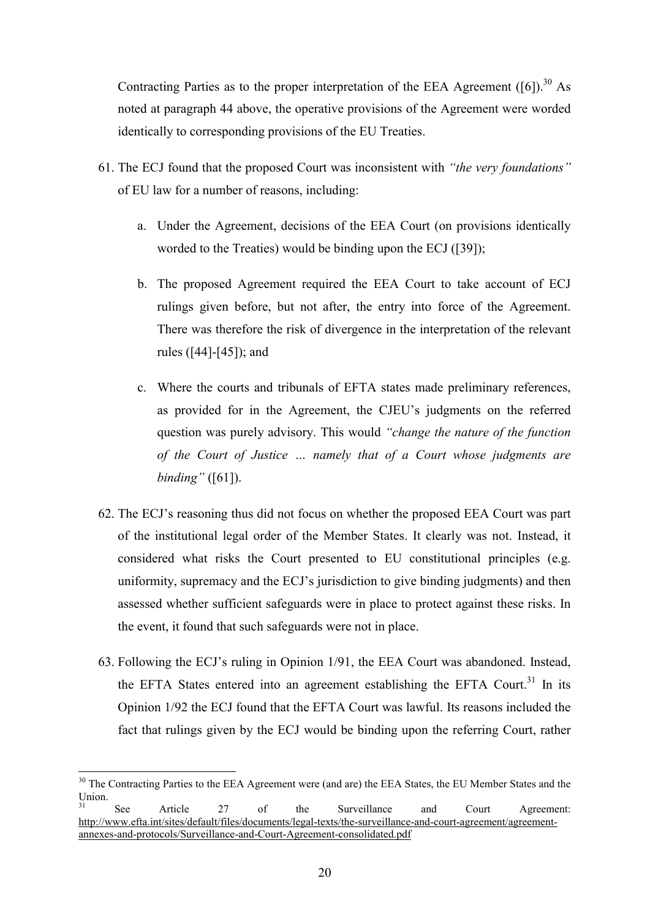Contracting Parties as to the proper interpretation of the EEA Agreement ([6]).[30] As noted at paragraph 44 above, the operative provisions of the Agreement were worded identically to corresponding provisions of the EU Treaties.

61. The ECJ found that the proposed Court was inconsistent with *"the very foundations"* of EU law for a number of reasons, including:

    a. Under the Agreement, decisions of the EEA Court (on provisions identically worded to the Treaties) would be binding upon the ECJ ([39]);

    b. The proposed Agreement required the EEA Court to take account of ECJ rulings given before, but not after, the entry into force of the Agreement. There was therefore the risk of divergence in the interpretation of the relevant rules ([44]-[45]); and

    c. Where the courts and tribunals of EFTA states made preliminary references, as provided for in the Agreement, the CJEU's judgments on the referred question was purely advisory. This would *"change the nature of the function of the Court of Justice … namely that of a Court whose judgments are binding"* ([61]).

62. The ECJ's reasoning thus did not focus on whether the proposed EEA Court was part of the institutional legal order of the Member States. It clearly was not. Instead, it considered what risks the Court presented to EU constitutional principles (e.g. uniformity, supremacy and the ECJ's jurisdiction to give binding judgments) and then assessed whether sufficient safeguards were in place to protect against these risks. In the event, it found that such safeguards were not in place.

63. Following the ECJ's ruling in Opinion 1/91, the EEA Court was abandoned. Instead, the EFTA States entered into an agreement establishing the EFTA Court.[31] In its Opinion 1/92 the ECJ found that the EFTA Court was lawful. Its reasons included the fact that rulings given by the ECJ would be binding upon the referring Court, rather

---

[30] The Contracting Parties to the EEA Agreement were (and are) the EEA States, the EU Member States and the Union.

[31] See Article 27 of the Surveillance and Court Agreement: http://www.efta.int/sites/default/files/documents/legal-texts/the-surveillance-and-court-agreement/agreement-annexes-and-protocols/Surveillance-and-Court-Agreement-consolidated.pdf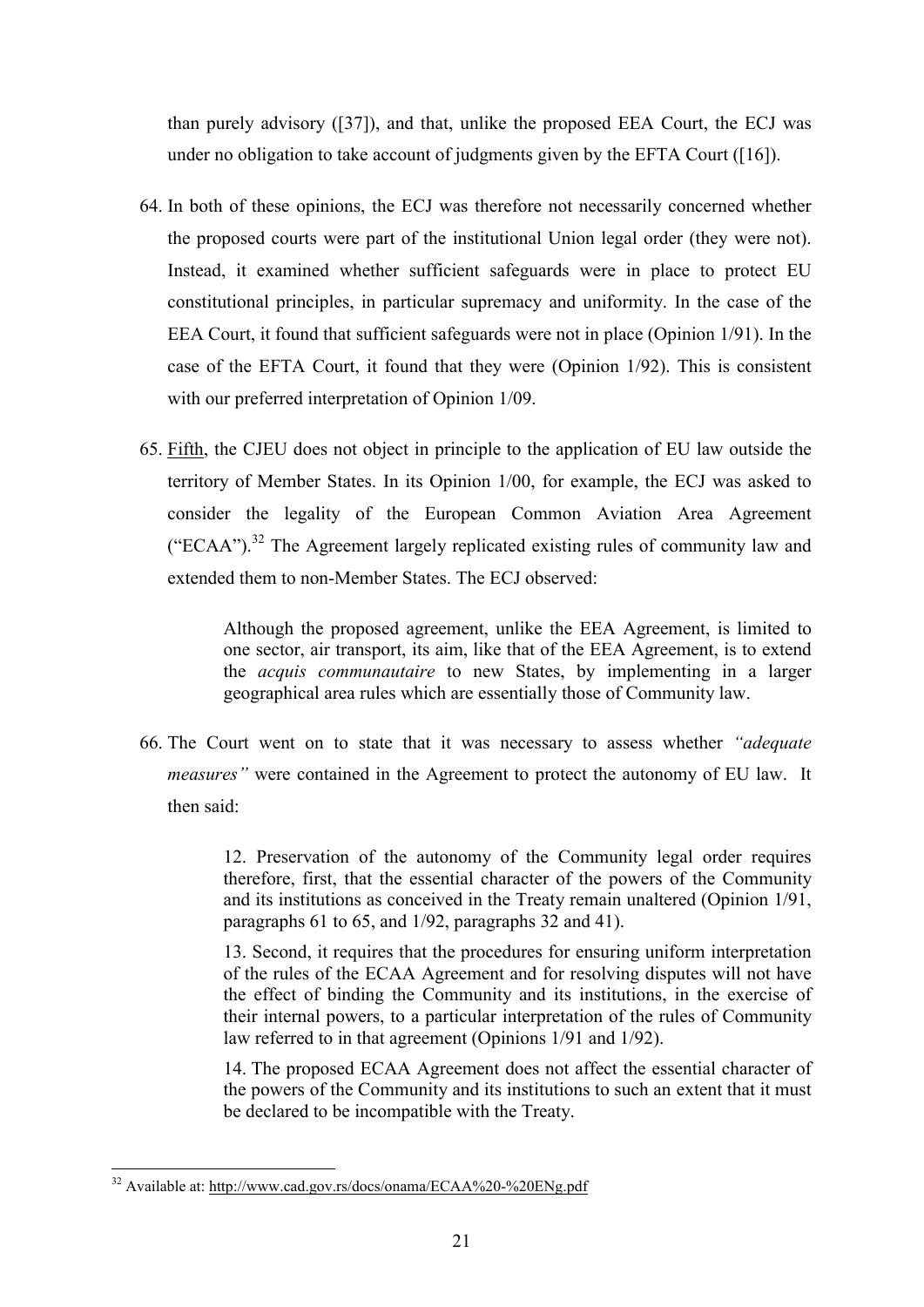than purely advisory ([37]), and that, unlike the proposed EEA Court, the ECJ was under no obligation to take account of judgments given by the EFTA Court ([16]).

64. In both of these opinions, the ECJ was therefore not necessarily concerned whether the proposed courts were part of the institutional Union legal order (they were not). Instead, it examined whether sufficient safeguards were in place to protect EU constitutional principles, in particular supremacy and uniformity. In the case of the EEA Court, it found that sufficient safeguards were not in place (Opinion 1/91). In the case of the EFTA Court, it found that they were (Opinion 1/92). This is consistent with our preferred interpretation of Opinion 1/09.

65. Fifth, the CJEU does not object in principle to the application of EU law outside the territory of Member States. In its Opinion 1/00, for example, the ECJ was asked to consider the legality of the European Common Aviation Area Agreement ("ECAA").[32] The Agreement largely replicated existing rules of community law and extended them to non-Member States. The ECJ observed:

> Although the proposed agreement, unlike the EEA Agreement, is limited to one sector, air transport, its aim, like that of the EEA Agreement, is to extend the *acquis communautaire* to new States, by implementing in a larger geographical area rules which are essentially those of Community law.

66. The Court went on to state that it was necessary to assess whether *"adequate measures"* were contained in the Agreement to protect the autonomy of EU law. It then said:

> 12. Preservation of the autonomy of the Community legal order requires therefore, first, that the essential character of the powers of the Community and its institutions as conceived in the Treaty remain unaltered (Opinion 1/91, paragraphs 61 to 65, and 1/92, paragraphs 32 and 41).
>
> 13. Second, it requires that the procedures for ensuring uniform interpretation of the rules of the ECAA Agreement and for resolving disputes will not have the effect of binding the Community and its institutions, in the exercise of their internal powers, to a particular interpretation of the rules of Community law referred to in that agreement (Opinions 1/91 and 1/92).
>
> 14. The proposed ECAA Agreement does not affect the essential character of the powers of the Community and its institutions to such an extent that it must be declared to be incompatible with the Treaty.

---

[32] Available at: http://www.cad.gov.rs/docs/onama/ECAA%20-%20ENg.pdf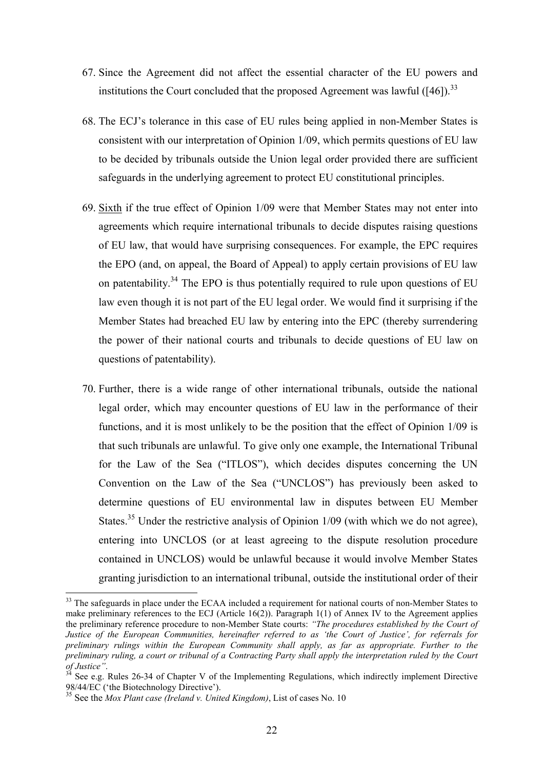67. Since the Agreement did not affect the essential character of the EU powers and institutions the Court concluded that the proposed Agreement was lawful ([46]).[33]

68. The ECJ's tolerance in this case of EU rules being applied in non-Member States is consistent with our interpretation of Opinion 1/09, which permits questions of EU law to be decided by tribunals outside the Union legal order provided there are sufficient safeguards in the underlying agreement to protect EU constitutional principles.

69. Sixth if the true effect of Opinion 1/09 were that Member States may not enter into agreements which require international tribunals to decide disputes raising questions of EU law, that would have surprising consequences. For example, the EPC requires the EPO (and, on appeal, the Board of Appeal) to apply certain provisions of EU law on patentability.[34] The EPO is thus potentially required to rule upon questions of EU law even though it is not part of the EU legal order. We would find it surprising if the Member States had breached EU law by entering into the EPC (thereby surrendering the power of their national courts and tribunals to decide questions of EU law on questions of patentability).

70. Further, there is a wide range of other international tribunals, outside the national legal order, which may encounter questions of EU law in the performance of their functions, and it is most unlikely to be the position that the effect of Opinion 1/09 is that such tribunals are unlawful. To give only one example, the International Tribunal for the Law of the Sea ("ITLOS"), which decides disputes concerning the UN Convention on the Law of the Sea ("UNCLOS") has previously been asked to determine questions of EU environmental law in disputes between EU Member States.[35] Under the restrictive analysis of Opinion 1/09 (with which we do not agree), entering into UNCLOS (or at least agreeing to the dispute resolution procedure contained in UNCLOS) would be unlawful because it would involve Member States granting jurisdiction to an international tribunal, outside the institutional order of their

---

[33] The safeguards in place under the ECAA included a requirement for national courts of non-Member States to make preliminary references to the ECJ (Article 16(2)). Paragraph 1(1) of Annex IV to the Agreement applies the preliminary reference procedure to non-Member State courts: *"The procedures established by the Court of Justice of the European Communities, hereinafter referred to as 'the Court of Justice', for referrals for preliminary rulings within the European Community shall apply, as far as appropriate. Further to the preliminary ruling, a court or tribunal of a Contracting Party shall apply the interpretation ruled by the Court of Justice".*

[34] See e.g. Rules 26-34 of Chapter V of the Implementing Regulations, which indirectly implement Directive 98/44/EC ('the Biotechnology Directive').

[35] See the *Mox Plant case (Ireland v. United Kingdom)*, List of cases No. 10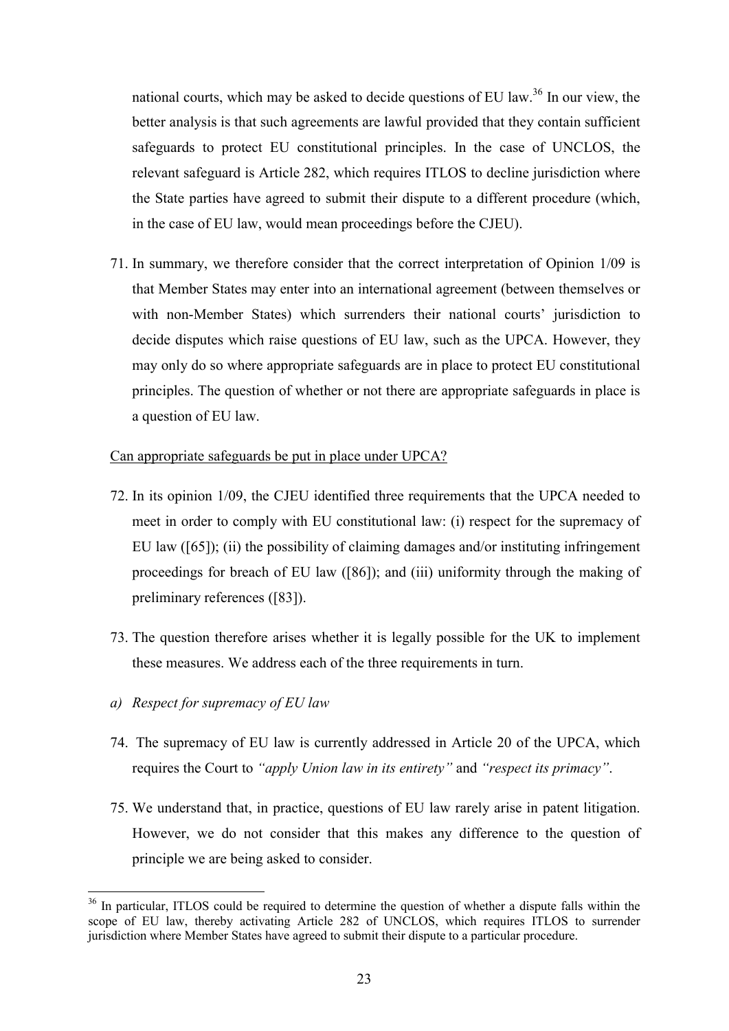national courts, which may be asked to decide questions of EU law.[36] In our view, the better analysis is that such agreements are lawful provided that they contain sufficient safeguards to protect EU constitutional principles. In the case of UNCLOS, the relevant safeguard is Article 282, which requires ITLOS to decline jurisdiction where the State parties have agreed to submit their dispute to a different procedure (which, in the case of EU law, would mean proceedings before the CJEU).

71. In summary, we therefore consider that the correct interpretation of Opinion 1/09 is that Member States may enter into an international agreement (between themselves or with non-Member States) which surrenders their national courts' jurisdiction to decide disputes which raise questions of EU law, such as the UPCA. However, they may only do so where appropriate safeguards are in place to protect EU constitutional principles. The question of whether or not there are appropriate safeguards in place is a question of EU law.

<u>Can appropriate safeguards be put in place under UPCA?</u>

72. In its opinion 1/09, the CJEU identified three requirements that the UPCA needed to meet in order to comply with EU constitutional law: (i) respect for the supremacy of EU law ([65]); (ii) the possibility of claiming damages and/or instituting infringement proceedings for breach of EU law ([86]); and (iii) uniformity through the making of preliminary references ([83]).

73. The question therefore arises whether it is legally possible for the UK to implement these measures. We address each of the three requirements in turn.

*a) Respect for supremacy of EU law*

74. The supremacy of EU law is currently addressed in Article 20 of the UPCA, which requires the Court to *"apply Union law in its entirety"* and *"respect its primacy"*.

75. We understand that, in practice, questions of EU law rarely arise in patent litigation. However, we do not consider that this makes any difference to the question of principle we are being asked to consider.

---

[36] In particular, ITLOS could be required to determine the question of whether a dispute falls within the scope of EU law, thereby activating Article 282 of UNCLOS, which requires ITLOS to surrender jurisdiction where Member States have agreed to submit their dispute to a particular procedure.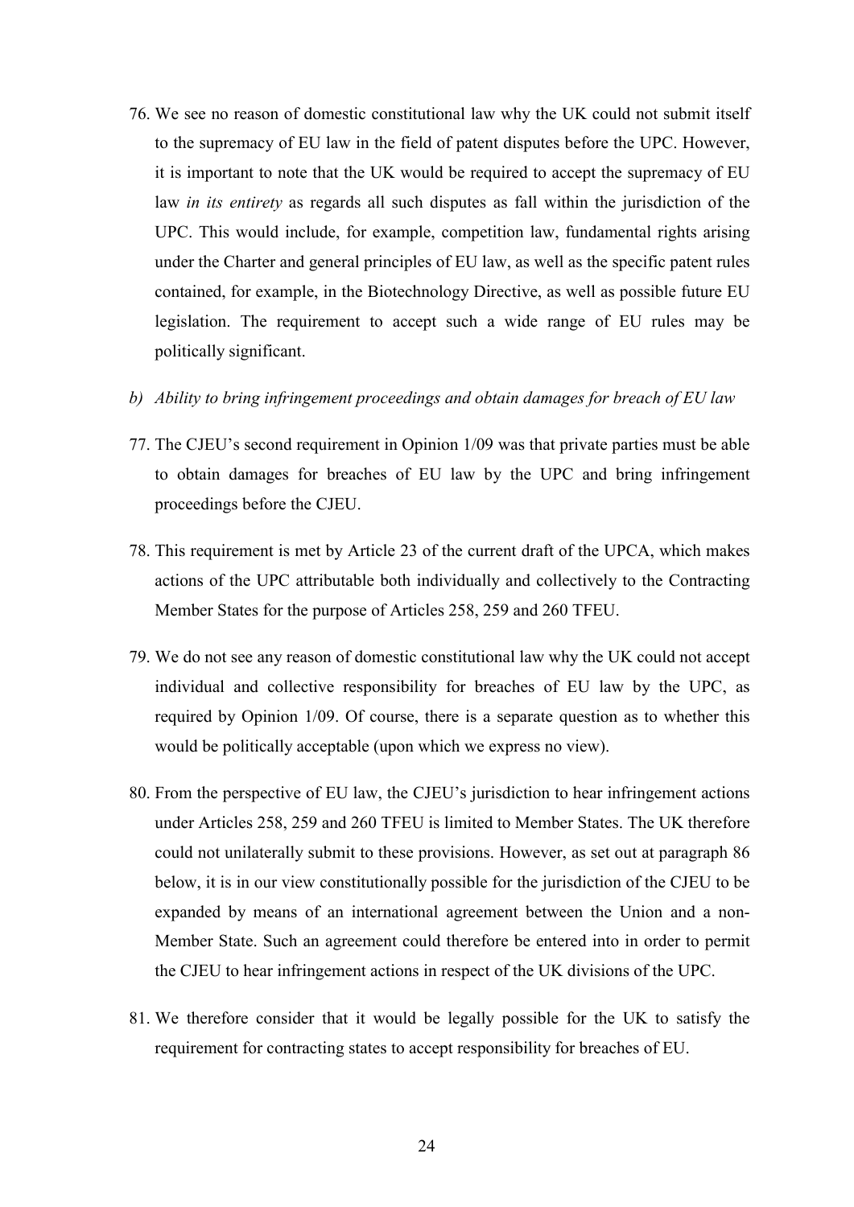76. We see no reason of domestic constitutional law why the UK could not submit itself to the supremacy of EU law in the field of patent disputes before the UPC. However, it is important to note that the UK would be required to accept the supremacy of EU law *in its entirety* as regards all such disputes as fall within the jurisdiction of the UPC. This would include, for example, competition law, fundamental rights arising under the Charter and general principles of EU law, as well as the specific patent rules contained, for example, in the Biotechnology Directive, as well as possible future EU legislation. The requirement to accept such a wide range of EU rules may be politically significant.

*b) Ability to bring infringement proceedings and obtain damages for breach of EU law*

77. The CJEU's second requirement in Opinion 1/09 was that private parties must be able to obtain damages for breaches of EU law by the UPC and bring infringement proceedings before the CJEU.

78. This requirement is met by Article 23 of the current draft of the UPCA, which makes actions of the UPC attributable both individually and collectively to the Contracting Member States for the purpose of Articles 258, 259 and 260 TFEU.

79. We do not see any reason of domestic constitutional law why the UK could not accept individual and collective responsibility for breaches of EU law by the UPC, as required by Opinion 1/09. Of course, there is a separate question as to whether this would be politically acceptable (upon which we express no view).

80. From the perspective of EU law, the CJEU's jurisdiction to hear infringement actions under Articles 258, 259 and 260 TFEU is limited to Member States. The UK therefore could not unilaterally submit to these provisions. However, as set out at paragraph 86 below, it is in our view constitutionally possible for the jurisdiction of the CJEU to be expanded by means of an international agreement between the Union and a non-Member State. Such an agreement could therefore be entered into in order to permit the CJEU to hear infringement actions in respect of the UK divisions of the UPC.

81. We therefore consider that it would be legally possible for the UK to satisfy the requirement for contracting states to accept responsibility for breaches of EU.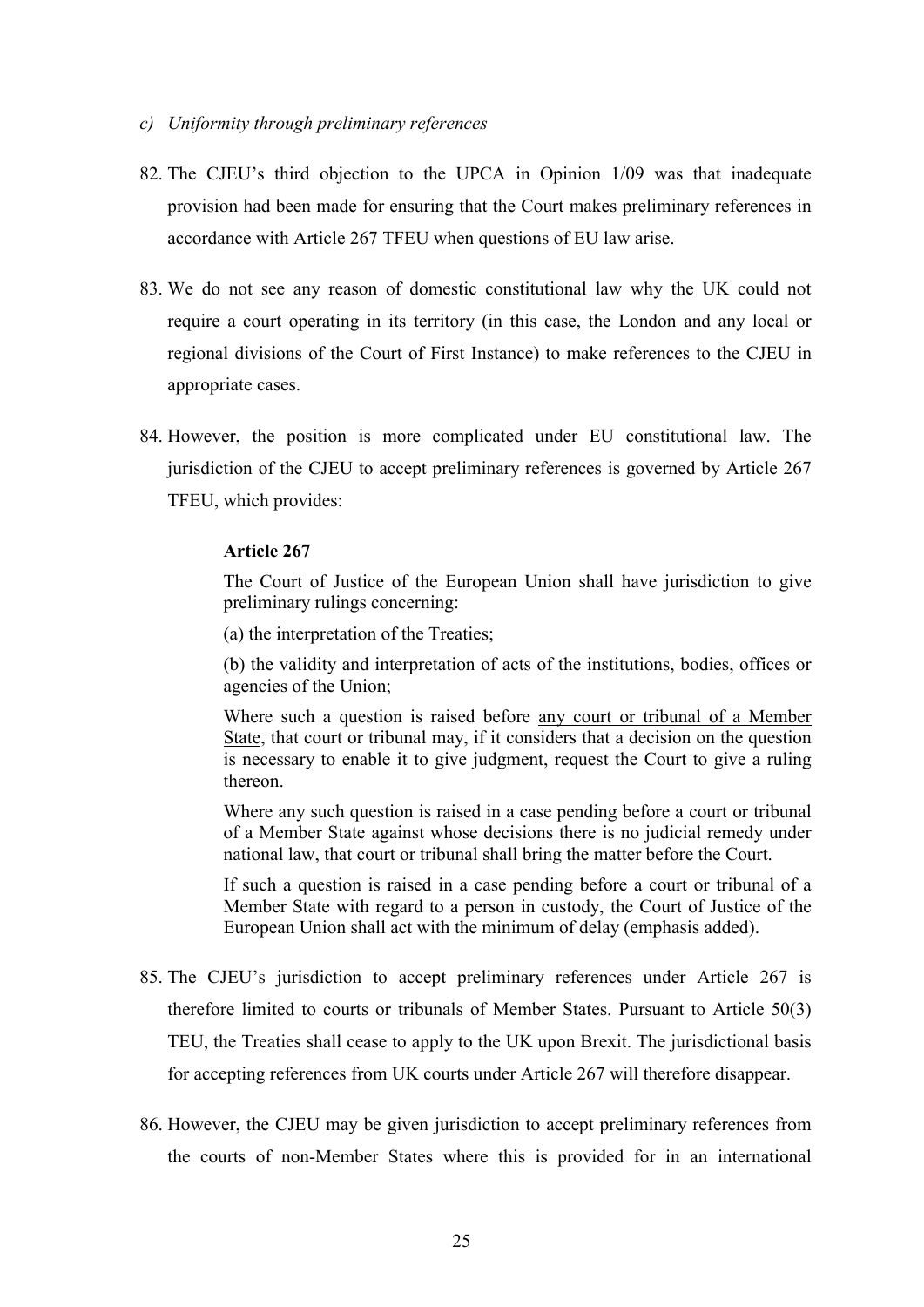*c) Uniformity through preliminary references*

82. The CJEU's third objection to the UPCA in Opinion 1/09 was that inadequate provision had been made for ensuring that the Court makes preliminary references in accordance with Article 267 TFEU when questions of EU law arise.

83. We do not see any reason of domestic constitutional law why the UK could not require a court operating in its territory (in this case, the London and any local or regional divisions of the Court of First Instance) to make references to the CJEU in appropriate cases.

84. However, the position is more complicated under EU constitutional law. The jurisdiction of the CJEU to accept preliminary references is governed by Article 267 TFEU, which provides:

> **Article 267**
>
> The Court of Justice of the European Union shall have jurisdiction to give preliminary rulings concerning:
>
> (a) the interpretation of the Treaties;
>
> (b) the validity and interpretation of acts of the institutions, bodies, offices or agencies of the Union;
>
> Where such a question is raised before <u>any court or tribunal of a Member State</u>, that court or tribunal may, if it considers that a decision on the question is necessary to enable it to give judgment, request the Court to give a ruling thereon.
>
> Where any such question is raised in a case pending before a court or tribunal of a Member State against whose decisions there is no judicial remedy under national law, that court or tribunal shall bring the matter before the Court.
>
> If such a question is raised in a case pending before a court or tribunal of a Member State with regard to a person in custody, the Court of Justice of the European Union shall act with the minimum of delay (emphasis added).

85. The CJEU's jurisdiction to accept preliminary references under Article 267 is therefore limited to courts or tribunals of Member States. Pursuant to Article 50(3) TEU, the Treaties shall cease to apply to the UK upon Brexit. The jurisdictional basis for accepting references from UK courts under Article 267 will therefore disappear.

86. However, the CJEU may be given jurisdiction to accept preliminary references from the courts of non-Member States where this is provided for in an international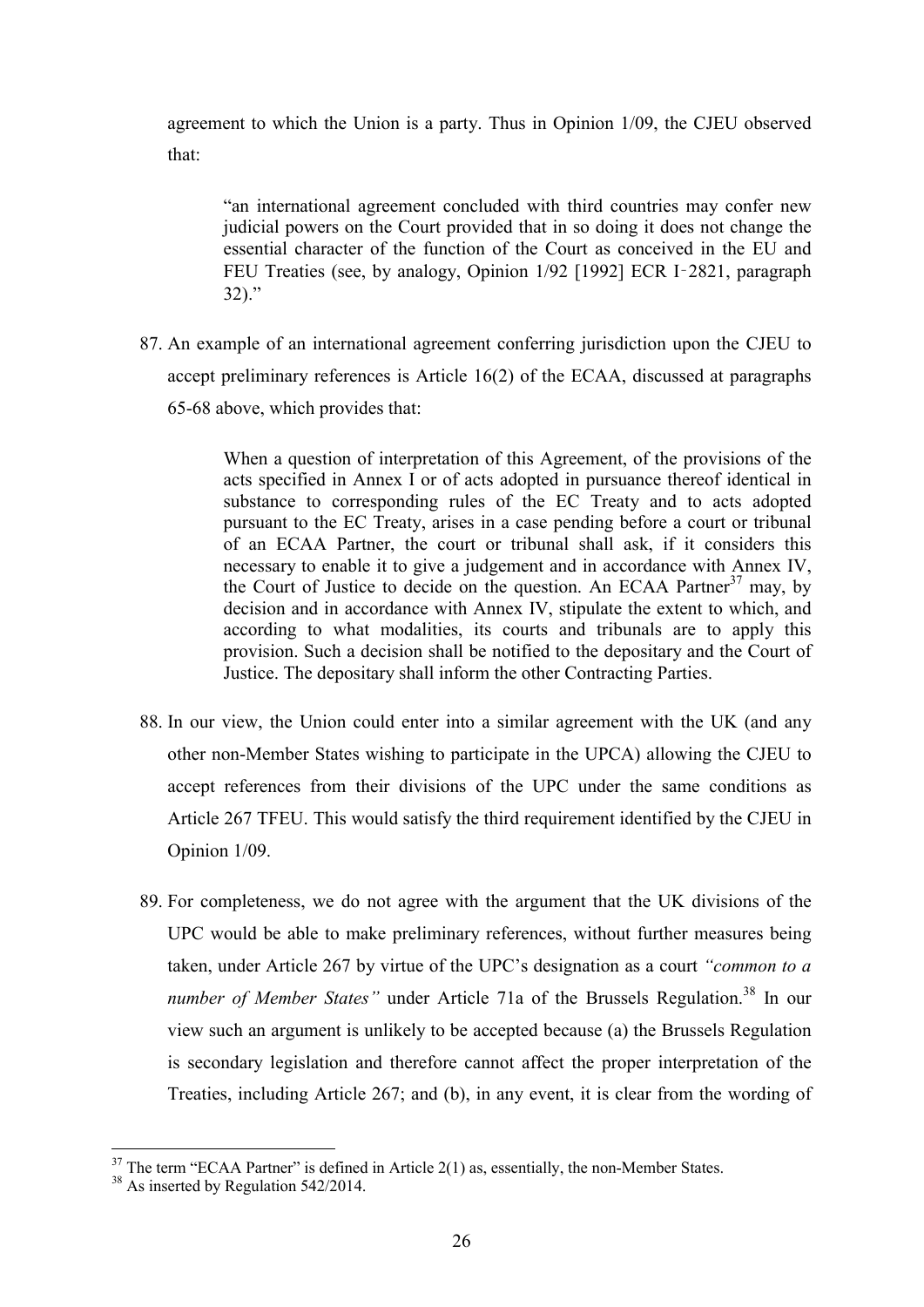agreement to which the Union is a party. Thus in Opinion 1/09, the CJEU observed that:

> "an international agreement concluded with third countries may confer new judicial powers on the Court provided that in so doing it does not change the essential character of the function of the Court as conceived in the EU and FEU Treaties (see, by analogy, Opinion 1/92 [1992] ECR I‑2821, paragraph 32)."

87. An example of an international agreement conferring jurisdiction upon the CJEU to accept preliminary references is Article 16(2) of the ECAA, discussed at paragraphs 65-68 above, which provides that:

> When a question of interpretation of this Agreement, of the provisions of the acts specified in Annex I or of acts adopted in pursuance thereof identical in substance to corresponding rules of the EC Treaty and to acts adopted pursuant to the EC Treaty, arises in a case pending before a court or tribunal of an ECAA Partner, the court or tribunal shall ask, if it considers this necessary to enable it to give a judgement and in accordance with Annex IV, the Court of Justice to decide on the question. An ECAA Partner[37] may, by decision and in accordance with Annex IV, stipulate the extent to which, and according to what modalities, its courts and tribunals are to apply this provision. Such a decision shall be notified to the depositary and the Court of Justice. The depositary shall inform the other Contracting Parties.

88. In our view, the Union could enter into a similar agreement with the UK (and any other non-Member States wishing to participate in the UPCA) allowing the CJEU to accept references from their divisions of the UPC under the same conditions as Article 267 TFEU. This would satisfy the third requirement identified by the CJEU in Opinion 1/09.

89. For completeness, we do not agree with the argument that the UK divisions of the UPC would be able to make preliminary references, without further measures being taken, under Article 267 by virtue of the UPC's designation as a court *"common to a number of Member States"* under Article 71a of the Brussels Regulation.[38] In our view such an argument is unlikely to be accepted because (a) the Brussels Regulation is secondary legislation and therefore cannot affect the proper interpretation of the Treaties, including Article 267; and (b), in any event, it is clear from the wording of

---

[37] The term "ECAA Partner" is defined in Article 2(1) as, essentially, the non-Member States.

[38] As inserted by Regulation 542/2014.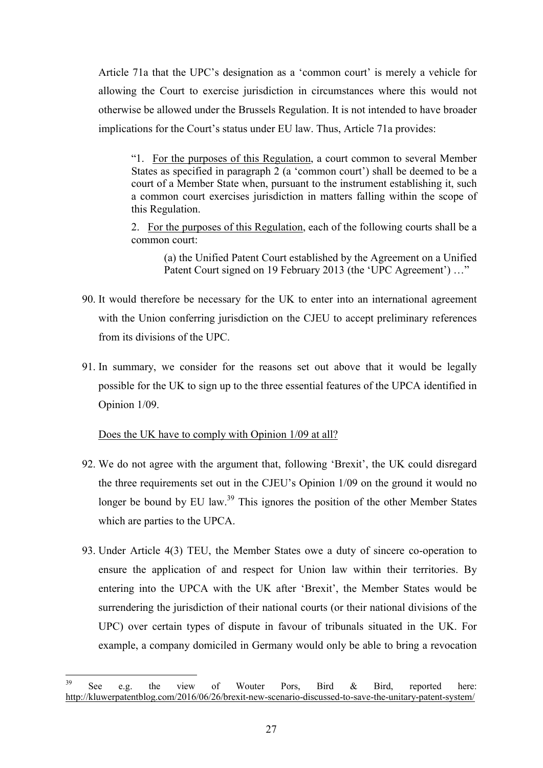Article 71a that the UPC's designation as a 'common court' is merely a vehicle for allowing the Court to exercise jurisdiction in circumstances where this would not otherwise be allowed under the Brussels Regulation. It is not intended to have broader implications for the Court's status under EU law. Thus, Article 71a provides:

> "1. <u>For the purposes of this Regulation</u>, a court common to several Member States as specified in paragraph 2 (a 'common court') shall be deemed to be a court of a Member State when, pursuant to the instrument establishing it, such a common court exercises jurisdiction in matters falling within the scope of this Regulation.
>
> 2. <u>For the purposes of this Regulation</u>, each of the following courts shall be a common court:
>
> > (a) the Unified Patent Court established by the Agreement on a Unified Patent Court signed on 19 February 2013 (the 'UPC Agreement') …"

90. It would therefore be necessary for the UK to enter into an international agreement with the Union conferring jurisdiction on the CJEU to accept preliminary references from its divisions of the UPC.

91. In summary, we consider for the reasons set out above that it would be legally possible for the UK to sign up to the three essential features of the UPCA identified in Opinion 1/09.

<u>Does the UK have to comply with Opinion 1/09 at all?</u>

92. We do not agree with the argument that, following 'Brexit', the UK could disregard the three requirements set out in the CJEU's Opinion 1/09 on the ground it would no longer be bound by EU law.[39] This ignores the position of the other Member States which are parties to the UPCA.

93. Under Article 4(3) TEU, the Member States owe a duty of sincere co-operation to ensure the application of and respect for Union law within their territories. By entering into the UPCA with the UK after 'Brexit', the Member States would be surrendering the jurisdiction of their national courts (or their national divisions of the UPC) over certain types of dispute in favour of tribunals situated in the UK. For example, a company domiciled in Germany would only be able to bring a revocation

---

[39] See e.g. the view of Wouter Pors, Bird & Bird, reported here: http://kluwerpatentblog.com/2016/06/26/brexit-new-scenario-discussed-to-save-the-unitary-patent-system/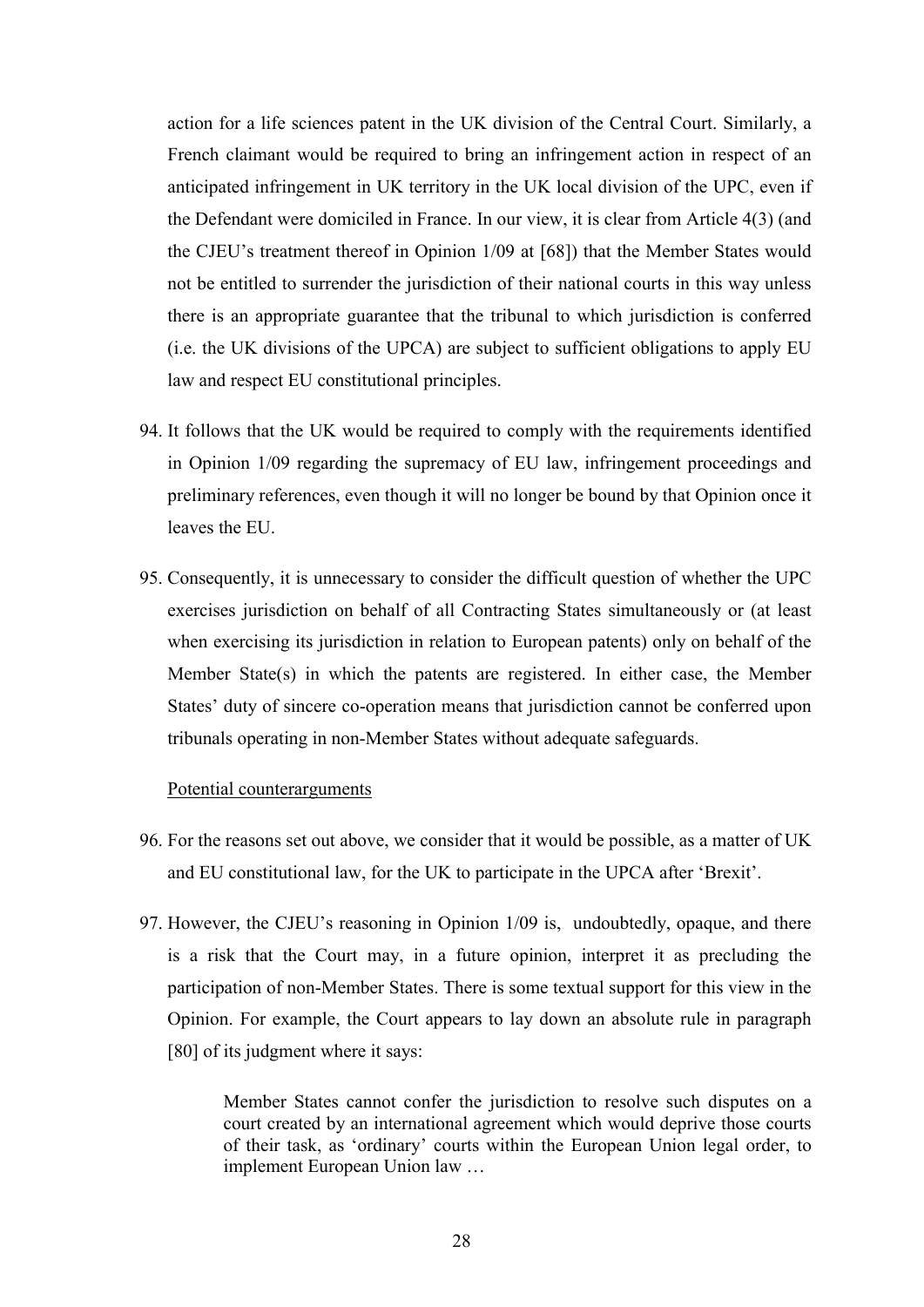action for a life sciences patent in the UK division of the Central Court. Similarly, a French claimant would be required to bring an infringement action in respect of an anticipated infringement in UK territory in the UK local division of the UPC, even if the Defendant were domiciled in France. In our view, it is clear from Article 4(3) (and the CJEU's treatment thereof in Opinion 1/09 at [68]) that the Member States would not be entitled to surrender the jurisdiction of their national courts in this way unless there is an appropriate guarantee that the tribunal to which jurisdiction is conferred (i.e. the UK divisions of the UPCA) are subject to sufficient obligations to apply EU law and respect EU constitutional principles.

94. It follows that the UK would be required to comply with the requirements identified in Opinion 1/09 regarding the supremacy of EU law, infringement proceedings and preliminary references, even though it will no longer be bound by that Opinion once it leaves the EU.

95. Consequently, it is unnecessary to consider the difficult question of whether the UPC exercises jurisdiction on behalf of all Contracting States simultaneously or (at least when exercising its jurisdiction in relation to European patents) only on behalf of the Member State(s) in which the patents are registered. In either case, the Member States' duty of sincere co-operation means that jurisdiction cannot be conferred upon tribunals operating in non-Member States without adequate safeguards.

<u>Potential counterarguments</u>

96. For the reasons set out above, we consider that it would be possible, as a matter of UK and EU constitutional law, for the UK to participate in the UPCA after 'Brexit'.

97. However, the CJEU's reasoning in Opinion 1/09 is, undoubtedly, opaque, and there is a risk that the Court may, in a future opinion, interpret it as precluding the participation of non-Member States. There is some textual support for this view in the Opinion. For example, the Court appears to lay down an absolute rule in paragraph [80] of its judgment where it says:

> Member States cannot confer the jurisdiction to resolve such disputes on a court created by an international agreement which would deprive those courts of their task, as 'ordinary' courts within the European Union legal order, to implement European Union law …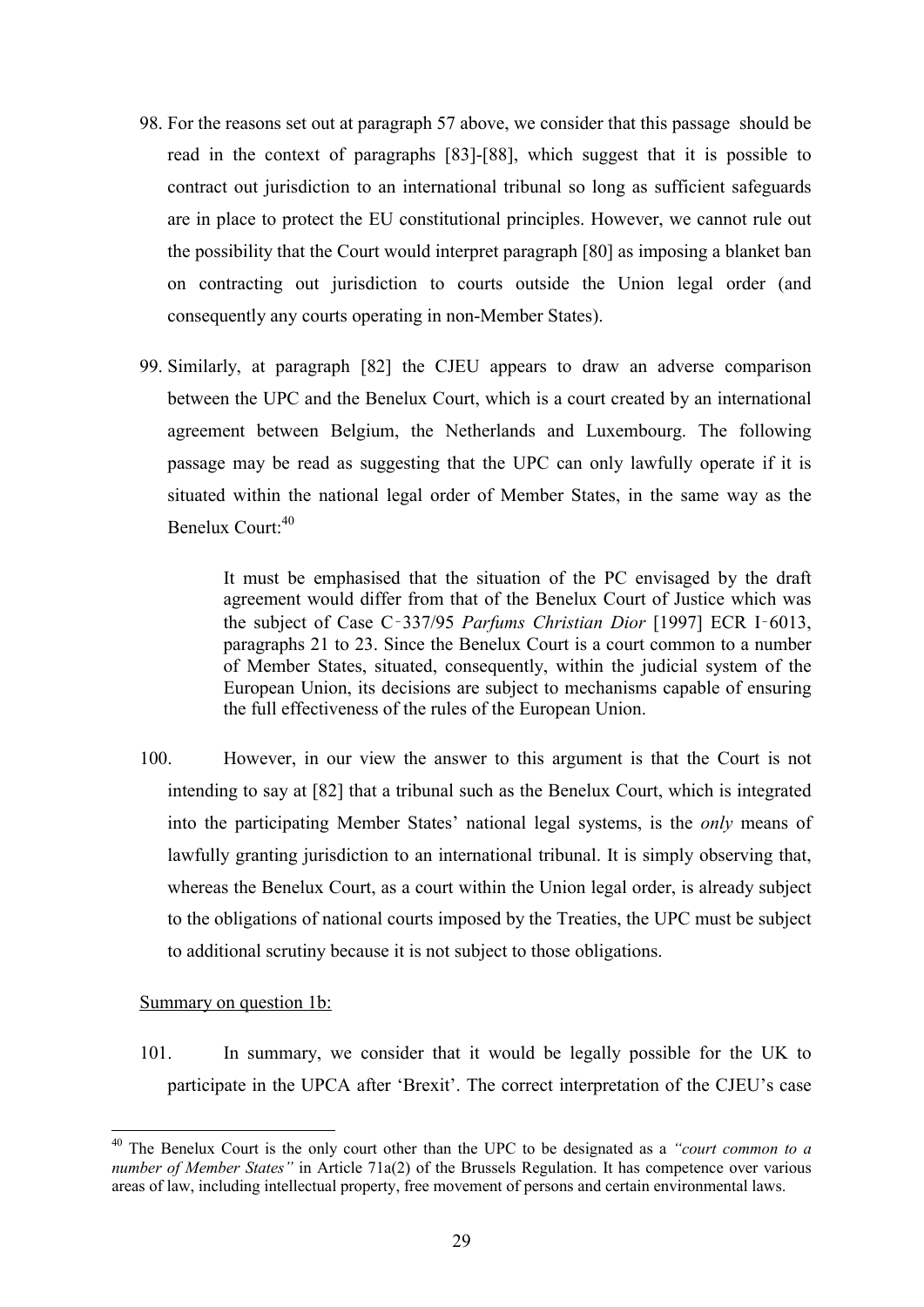98. For the reasons set out at paragraph 57 above, we consider that this passage should be read in the context of paragraphs [83]-[88], which suggest that it is possible to contract out jurisdiction to an international tribunal so long as sufficient safeguards are in place to protect the EU constitutional principles. However, we cannot rule out the possibility that the Court would interpret paragraph [80] as imposing a blanket ban on contracting out jurisdiction to courts outside the Union legal order (and consequently any courts operating in non-Member States).

99. Similarly, at paragraph [82] the CJEU appears to draw an adverse comparison between the UPC and the Benelux Court, which is a court created by an international agreement between Belgium, the Netherlands and Luxembourg. The following passage may be read as suggesting that the UPC can only lawfully operate if it is situated within the national legal order of Member States, in the same way as the Benelux Court:[40]

> It must be emphasised that the situation of the PC envisaged by the draft agreement would differ from that of the Benelux Court of Justice which was the subject of Case C‑337/95 *Parfums Christian Dior* [1997] ECR I‑6013, paragraphs 21 to 23. Since the Benelux Court is a court common to a number of Member States, situated, consequently, within the judicial system of the European Union, its decisions are subject to mechanisms capable of ensuring the full effectiveness of the rules of the European Union.

100. However, in our view the answer to this argument is that the Court is not intending to say at [82] that a tribunal such as the Benelux Court, which is integrated into the participating Member States' national legal systems, is the *only* means of lawfully granting jurisdiction to an international tribunal. It is simply observing that, whereas the Benelux Court, as a court within the Union legal order, is already subject to the obligations of national courts imposed by the Treaties, the UPC must be subject to additional scrutiny because it is not subject to those obligations.

<u>Summary on question 1b:</u>

101. In summary, we consider that it would be legally possible for the UK to participate in the UPCA after 'Brexit'. The correct interpretation of the CJEU's case

---

[40] The Benelux Court is the only court other than the UPC to be designated as a *"court common to a number of Member States"* in Article 71a(2) of the Brussels Regulation. It has competence over various areas of law, including intellectual property, free movement of persons and certain environmental laws.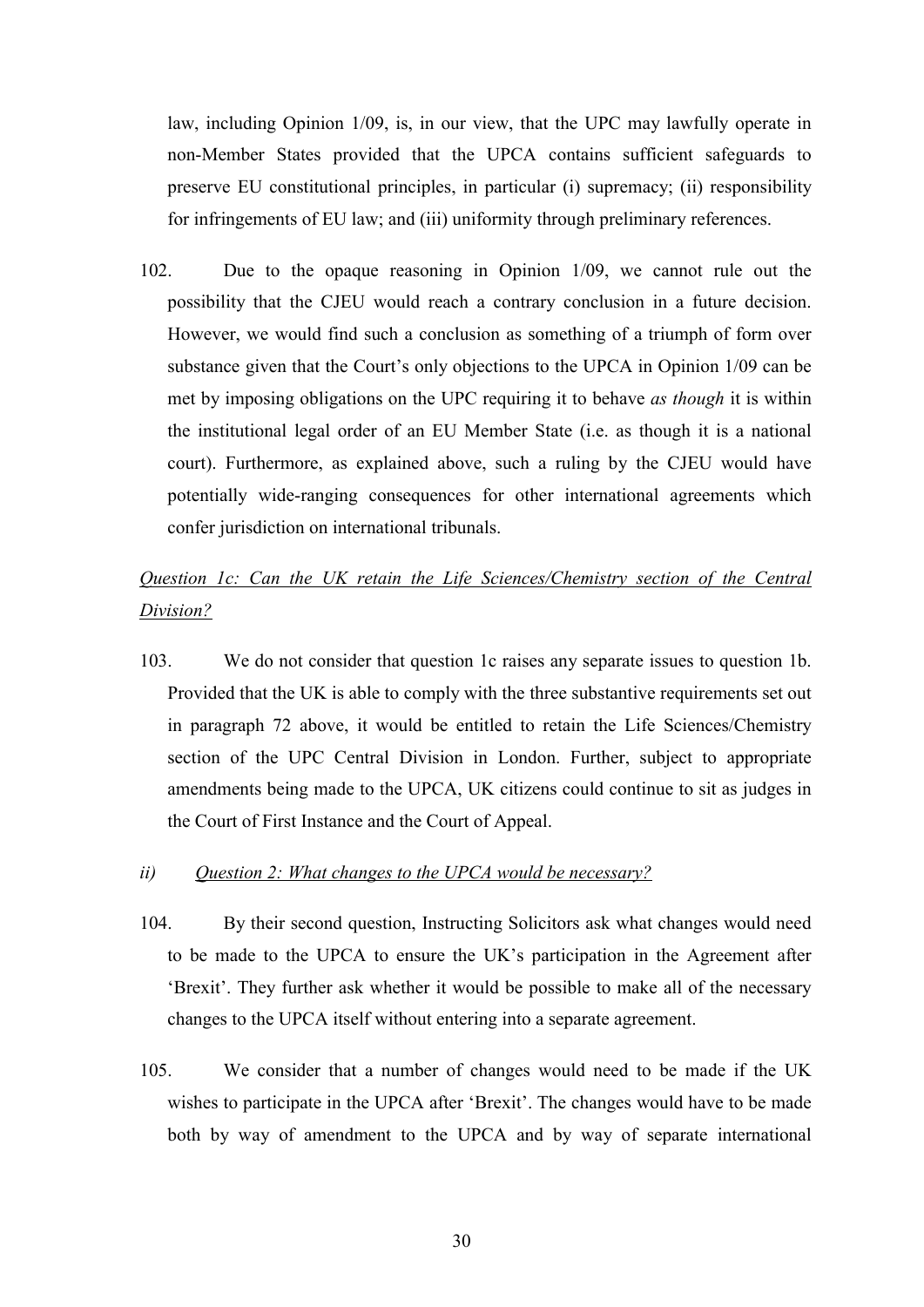law, including Opinion 1/09, is, in our view, that the UPC may lawfully operate in non-Member States provided that the UPCA contains sufficient safeguards to preserve EU constitutional principles, in particular (i) supremacy; (ii) responsibility for infringements of EU law; and (iii) uniformity through preliminary references.

102. Due to the opaque reasoning in Opinion 1/09, we cannot rule out the possibility that the CJEU would reach a contrary conclusion in a future decision. However, we would find such a conclusion as something of a triumph of form over substance given that the Court's only objections to the UPCA in Opinion 1/09 can be met by imposing obligations on the UPC requiring it to behave *as though* it is within the institutional legal order of an EU Member State (i.e. as though it is a national court). Furthermore, as explained above, such a ruling by the CJEU would have potentially wide-ranging consequences for other international agreements which confer jurisdiction on international tribunals.

*Question 1c: Can the UK retain the Life Sciences/Chemistry section of the Central Division?*

103. We do not consider that question 1c raises any separate issues to question 1b. Provided that the UK is able to comply with the three substantive requirements set out in paragraph 72 above, it would be entitled to retain the Life Sciences/Chemistry section of the UPC Central Division in London. Further, subject to appropriate amendments being made to the UPCA, UK citizens could continue to sit as judges in the Court of First Instance and the Court of Appeal.

*ii) Question 2: What changes to the UPCA would be necessary?*

104. By their second question, Instructing Solicitors ask what changes would need to be made to the UPCA to ensure the UK's participation in the Agreement after 'Brexit'. They further ask whether it would be possible to make all of the necessary changes to the UPCA itself without entering into a separate agreement.

105. We consider that a number of changes would need to be made if the UK wishes to participate in the UPCA after 'Brexit'. The changes would have to be made both by way of amendment to the UPCA and by way of separate international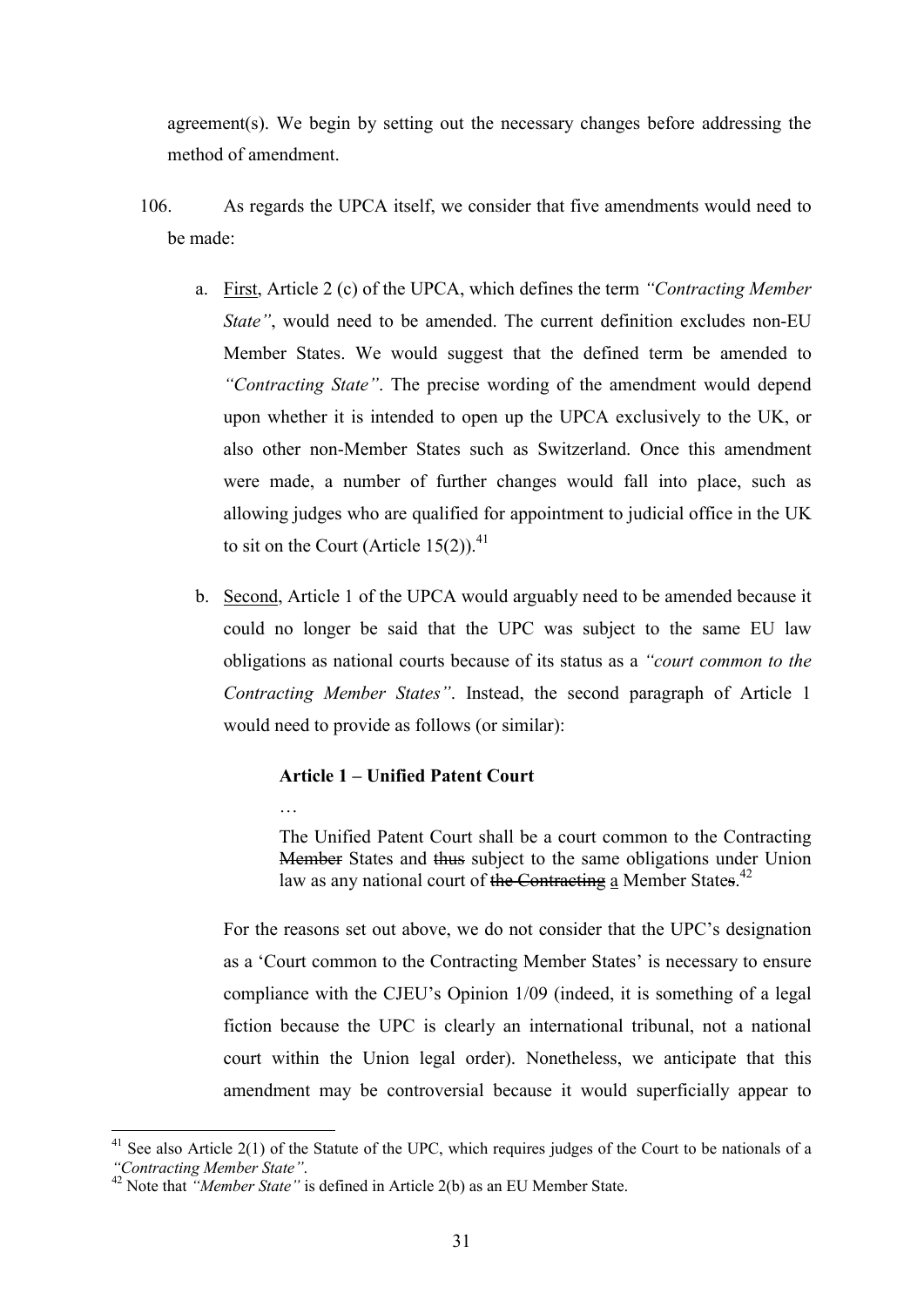agreement(s). We begin by setting out the necessary changes before addressing the method of amendment.

106. As regards the UPCA itself, we consider that five amendments would need to be made:

a. <u>First</u>, Article 2 (c) of the UPCA, which defines the term *"Contracting Member State"*, would need to be amended. The current definition excludes non-EU Member States. We would suggest that the defined term be amended to *"Contracting State"*. The precise wording of the amendment would depend upon whether it is intended to open up the UPCA exclusively to the UK, or also other non-Member States such as Switzerland. Once this amendment were made, a number of further changes would fall into place, such as allowing judges who are qualified for appointment to judicial office in the UK to sit on the Court (Article 15(2)).[41]

b. <u>Second</u>, Article 1 of the UPCA would arguably need to be amended because it could no longer be said that the UPC was subject to the same EU law obligations as national courts because of its status as a *"court common to the Contracting Member States"*. Instead, the second paragraph of Article 1 would need to provide as follows (or similar):

> **Article 1 – Unified Patent Court**
>
> …
>
> The Unified Patent Court shall be a court common to the Contracting ~~Member~~ States and ~~thus~~ subject to the same obligations under Union law as any national court of ~~the Contracting~~ <u>a</u> Member State~~s~~.[42]

For the reasons set out above, we do not consider that the UPC's designation as a 'Court common to the Contracting Member States' is necessary to ensure compliance with the CJEU's Opinion 1/09 (indeed, it is something of a legal fiction because the UPC is clearly an international tribunal, not a national court within the Union legal order). Nonetheless, we anticipate that this amendment may be controversial because it would superficially appear to

---

[41] See also Article 2(1) of the Statute of the UPC, which requires judges of the Court to be nationals of a *"Contracting Member State"*.

[42] Note that *"Member State"* is defined in Article 2(b) as an EU Member State.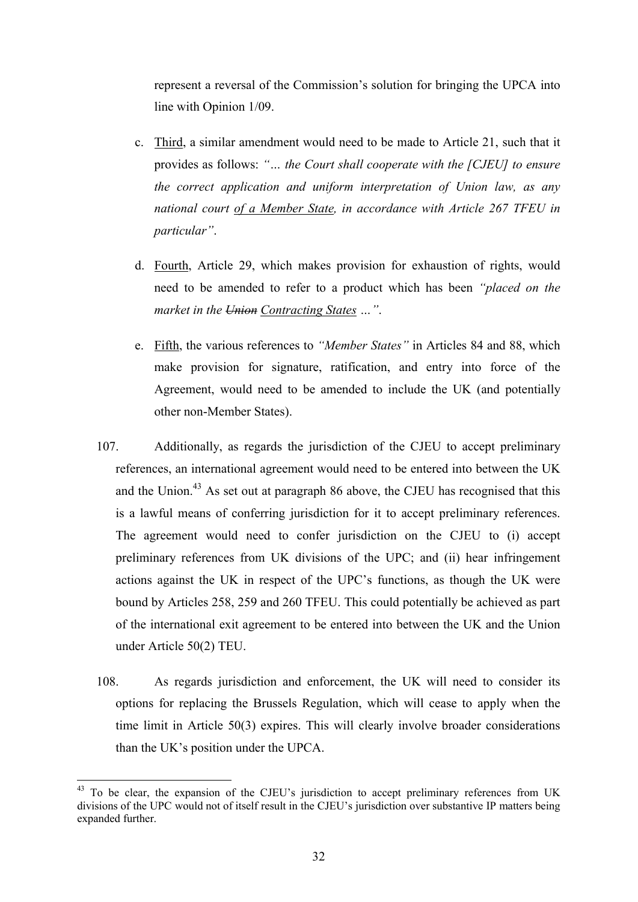represent a reversal of the Commission's solution for bringing the UPCA into line with Opinion 1/09.

c. <u>Third</u>, a similar amendment would need to be made to Article 21, such that it provides as follows: *"… the Court shall cooperate with the [CJEU] to ensure the correct application and uniform interpretation of Union law, as any national court <u>of a Member State</u>, in accordance with Article 267 TFEU in particular"*.

d. <u>Fourth</u>, Article 29, which makes provision for exhaustion of rights, would need to be amended to refer to a product which has been *"placed on the market in the ~~Union~~ <u>Contracting States</u> …"*.

e. <u>Fifth</u>, the various references to *"Member States"* in Articles 84 and 88, which make provision for signature, ratification, and entry into force of the Agreement, would need to be amended to include the UK (and potentially other non-Member States).

107. Additionally, as regards the jurisdiction of the CJEU to accept preliminary references, an international agreement would need to be entered into between the UK and the Union.[43] As set out at paragraph 86 above, the CJEU has recognised that this is a lawful means of conferring jurisdiction for it to accept preliminary references. The agreement would need to confer jurisdiction on the CJEU to (i) accept preliminary references from UK divisions of the UPC; and (ii) hear infringement actions against the UK in respect of the UPC's functions, as though the UK were bound by Articles 258, 259 and 260 TFEU. This could potentially be achieved as part of the international exit agreement to be entered into between the UK and the Union under Article 50(2) TEU.

108. As regards jurisdiction and enforcement, the UK will need to consider its options for replacing the Brussels Regulation, which will cease to apply when the time limit in Article 50(3) expires. This will clearly involve broader considerations than the UK's position under the UPCA.

---

[43] To be clear, the expansion of the CJEU's jurisdiction to accept preliminary references from UK divisions of the UPC would not of itself result in the CJEU's jurisdiction over substantive IP matters being expanded further.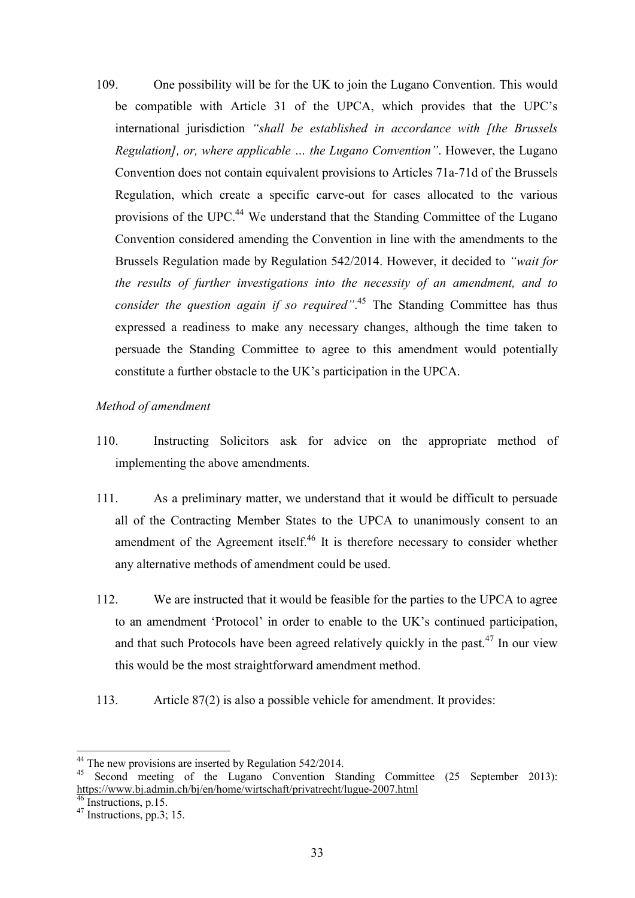109. One possibility will be for the UK to join the Lugano Convention. This would be compatible with Article 31 of the UPCA, which provides that the UPC's international jurisdiction *"shall be established in accordance with [the Brussels Regulation], or, where applicable … the Lugano Convention"*. However, the Lugano Convention does not contain equivalent provisions to Articles 71a-71d of the Brussels Regulation, which create a specific carve-out for cases allocated to the various provisions of the UPC.[44] We understand that the Standing Committee of the Lugano Convention considered amending the Convention in line with the amendments to the Brussels Regulation made by Regulation 542/2014. However, it decided to *"wait for the results of further investigations into the necessity of an amendment, and to consider the question again if so required"*.[45] The Standing Committee has thus expressed a readiness to make any necessary changes, although the time taken to persuade the Standing Committee to agree to this amendment would potentially constitute a further obstacle to the UK's participation in the UPCA.

*Method of amendment*

110. Instructing Solicitors ask for advice on the appropriate method of implementing the above amendments.

111. As a preliminary matter, we understand that it would be difficult to persuade all of the Contracting Member States to the UPCA to unanimously consent to an amendment of the Agreement itself.[46] It is therefore necessary to consider whether any alternative methods of amendment could be used.

112. We are instructed that it would be feasible for the parties to the UPCA to agree to an amendment 'Protocol' in order to enable to the UK's continued participation, and that such Protocols have been agreed relatively quickly in the past.[47] In our view this would be the most straightforward amendment method.

113. Article 87(2) is also a possible vehicle for amendment. It provides:

---

[44] The new provisions are inserted by Regulation 542/2014.

[45] Second meeting of the Lugano Convention Standing Committee (25 September 2013): https://www.bj.admin.ch/bj/en/home/wirtschaft/privatrecht/lugue-2007.html

[46] Instructions, p.15.

[47] Instructions, pp.3; 15.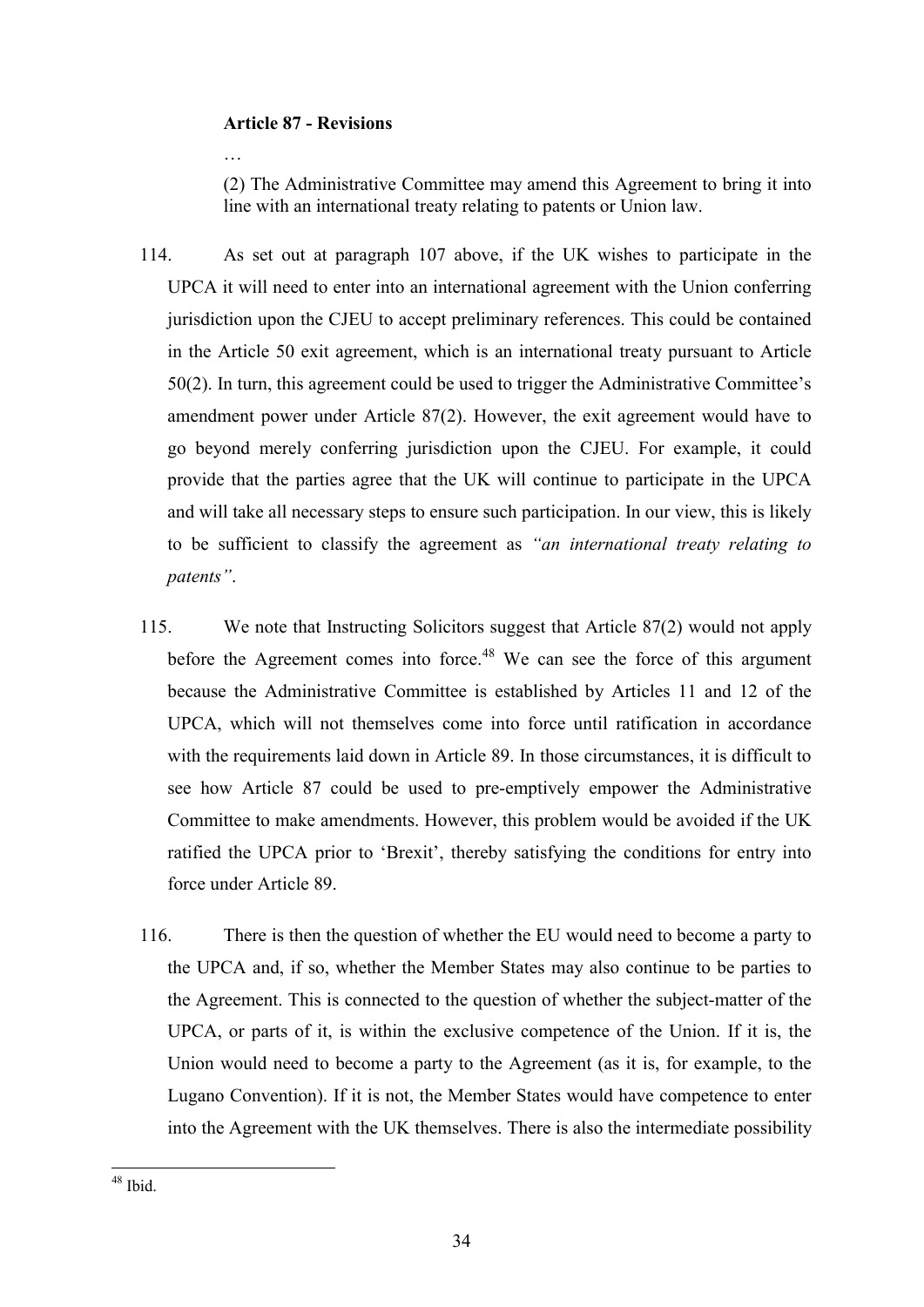**Article 87 - Revisions**

…

(2) The Administrative Committee may amend this Agreement to bring it into line with an international treaty relating to patents or Union law.

114. As set out at paragraph 107 above, if the UK wishes to participate in the UPCA it will need to enter into an international agreement with the Union conferring jurisdiction upon the CJEU to accept preliminary references. This could be contained in the Article 50 exit agreement, which is an international treaty pursuant to Article 50(2). In turn, this agreement could be used to trigger the Administrative Committee's amendment power under Article 87(2). However, the exit agreement would have to go beyond merely conferring jurisdiction upon the CJEU. For example, it could provide that the parties agree that the UK will continue to participate in the UPCA and will take all necessary steps to ensure such participation. In our view, this is likely to be sufficient to classify the agreement as *"an international treaty relating to patents"*.

115. We note that Instructing Solicitors suggest that Article 87(2) would not apply before the Agreement comes into force.[48] We can see the force of this argument because the Administrative Committee is established by Articles 11 and 12 of the UPCA, which will not themselves come into force until ratification in accordance with the requirements laid down in Article 89. In those circumstances, it is difficult to see how Article 87 could be used to pre-emptively empower the Administrative Committee to make amendments. However, this problem would be avoided if the UK ratified the UPCA prior to 'Brexit', thereby satisfying the conditions for entry into force under Article 89.

116. There is then the question of whether the EU would need to become a party to the UPCA and, if so, whether the Member States may also continue to be parties to the Agreement. This is connected to the question of whether the subject-matter of the UPCA, or parts of it, is within the exclusive competence of the Union. If it is, the Union would need to become a party to the Agreement (as it is, for example, to the Lugano Convention). If it is not, the Member States would have competence to enter into the Agreement with the UK themselves. There is also the intermediate possibility

[48] Ibid.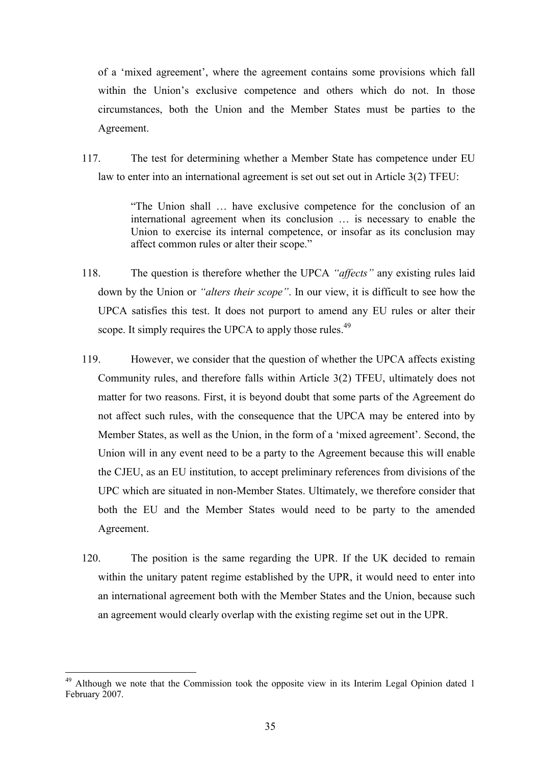of a 'mixed agreement', where the agreement contains some provisions which fall within the Union's exclusive competence and others which do not. In those circumstances, both the Union and the Member States must be parties to the Agreement.

117. The test for determining whether a Member State has competence under EU law to enter into an international agreement is set out set out in Article 3(2) TFEU:

> "The Union shall … have exclusive competence for the conclusion of an international agreement when its conclusion … is necessary to enable the Union to exercise its internal competence, or insofar as its conclusion may affect common rules or alter their scope."

118. The question is therefore whether the UPCA *"affects"* any existing rules laid down by the Union or *"alters their scope"*. In our view, it is difficult to see how the UPCA satisfies this test. It does not purport to amend any EU rules or alter their scope. It simply requires the UPCA to apply those rules.[49]

119. However, we consider that the question of whether the UPCA affects existing Community rules, and therefore falls within Article 3(2) TFEU, ultimately does not matter for two reasons. First, it is beyond doubt that some parts of the Agreement do not affect such rules, with the consequence that the UPCA may be entered into by Member States, as well as the Union, in the form of a 'mixed agreement'. Second, the Union will in any event need to be a party to the Agreement because this will enable the CJEU, as an EU institution, to accept preliminary references from divisions of the UPC which are situated in non-Member States. Ultimately, we therefore consider that both the EU and the Member States would need to be party to the amended Agreement.

120. The position is the same regarding the UPR. If the UK decided to remain within the unitary patent regime established by the UPR, it would need to enter into an international agreement both with the Member States and the Union, because such an agreement would clearly overlap with the existing regime set out in the UPR.

---

[49] Although we note that the Commission took the opposite view in its Interim Legal Opinion dated 1 February 2007.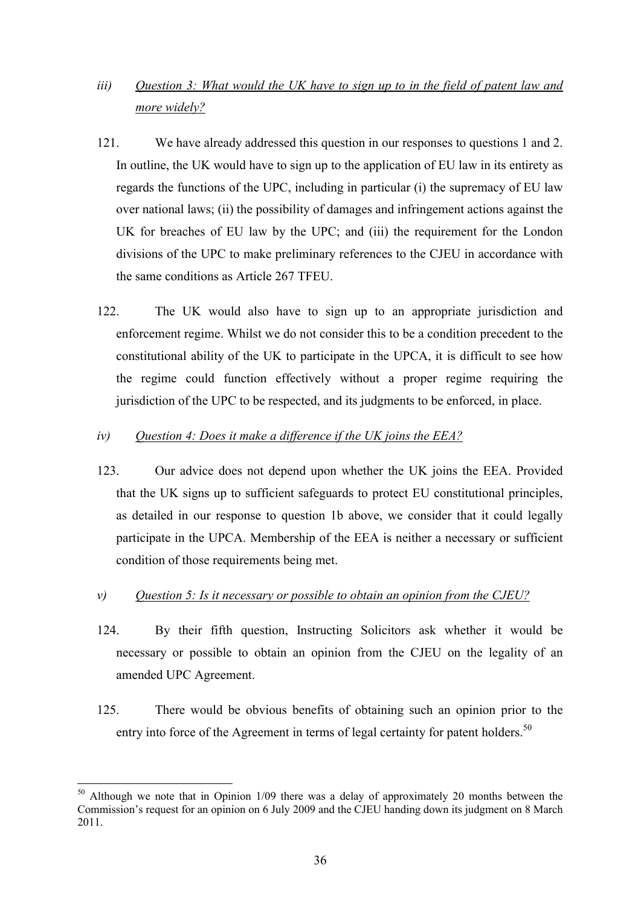*iii) Question 3: What would the UK have to sign up to in the field of patent law and more widely?*

121. We have already addressed this question in our responses to questions 1 and 2. In outline, the UK would have to sign up to the application of EU law in its entirety as regards the functions of the UPC, including in particular (i) the supremacy of EU law over national laws; (ii) the possibility of damages and infringement actions against the UK for breaches of EU law by the UPC; and (iii) the requirement for the London divisions of the UPC to make preliminary references to the CJEU in accordance with the same conditions as Article 267 TFEU.

122. The UK would also have to sign up to an appropriate jurisdiction and enforcement regime. Whilst we do not consider this to be a condition precedent to the constitutional ability of the UK to participate in the UPCA, it is difficult to see how the regime could function effectively without a proper regime requiring the jurisdiction of the UPC to be respected, and its judgments to be enforced, in place.

*iv) Question 4: Does it make a difference if the UK joins the EEA?*

123. Our advice does not depend upon whether the UK joins the EEA. Provided that the UK signs up to sufficient safeguards to protect EU constitutional principles, as detailed in our response to question 1b above, we consider that it could legally participate in the UPCA. Membership of the EEA is neither a necessary or sufficient condition of those requirements being met.

*v) Question 5: Is it necessary or possible to obtain an opinion from the CJEU?*

124. By their fifth question, Instructing Solicitors ask whether it would be necessary or possible to obtain an opinion from the CJEU on the legality of an amended UPC Agreement.

125. There would be obvious benefits of obtaining such an opinion prior to the entry into force of the Agreement in terms of legal certainty for patent holders.[50]

[50] Although we note that in Opinion 1/09 there was a delay of approximately 20 months between the Commission's request for an opinion on 6 July 2009 and the CJEU handing down its judgment on 8 March 2011.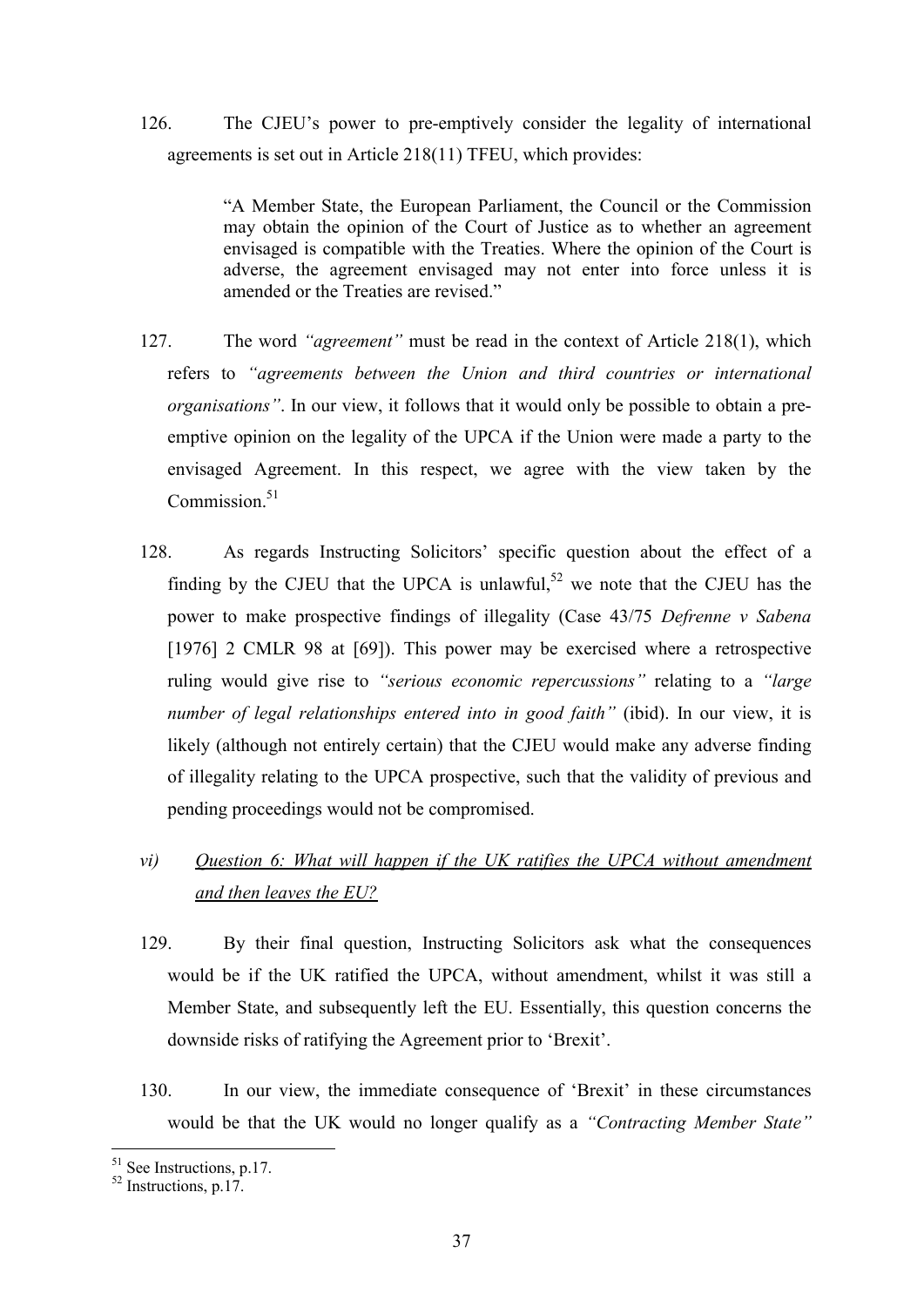126. The CJEU's power to pre-emptively consider the legality of international agreements is set out in Article 218(11) TFEU, which provides:

> "A Member State, the European Parliament, the Council or the Commission may obtain the opinion of the Court of Justice as to whether an agreement envisaged is compatible with the Treaties. Where the opinion of the Court is adverse, the agreement envisaged may not enter into force unless it is amended or the Treaties are revised."

127. The word *"agreement"* must be read in the context of Article 218(1), which refers to *"agreements between the Union and third countries or international organisations"*. In our view, it follows that it would only be possible to obtain a pre-emptive opinion on the legality of the UPCA if the Union were made a party to the envisaged Agreement. In this respect, we agree with the view taken by the Commission.[51]

128. As regards Instructing Solicitors' specific question about the effect of a finding by the CJEU that the UPCA is unlawful,[52] we note that the CJEU has the power to make prospective findings of illegality (Case 43/75 *Defrenne v Sabena* [1976] 2 CMLR 98 at [69]). This power may be exercised where a retrospective ruling would give rise to *"serious economic repercussions"* relating to a *"large number of legal relationships entered into in good faith"* (ibid). In our view, it is likely (although not entirely certain) that the CJEU would make any adverse finding of illegality relating to the UPCA prospective, such that the validity of previous and pending proceedings would not be compromised.

*vi)* ***<u>Question 6: What will happen if the UK ratifies the UPCA without amendment and then leaves the EU?</u>***

129. By their final question, Instructing Solicitors ask what the consequences would be if the UK ratified the UPCA, without amendment, whilst it was still a Member State, and subsequently left the EU. Essentially, this question concerns the downside risks of ratifying the Agreement prior to 'Brexit'.

130. In our view, the immediate consequence of 'Brexit' in these circumstances would be that the UK would no longer qualify as a *"Contracting Member State"*

---

[51] See Instructions, p.17.

[52] Instructions, p.17.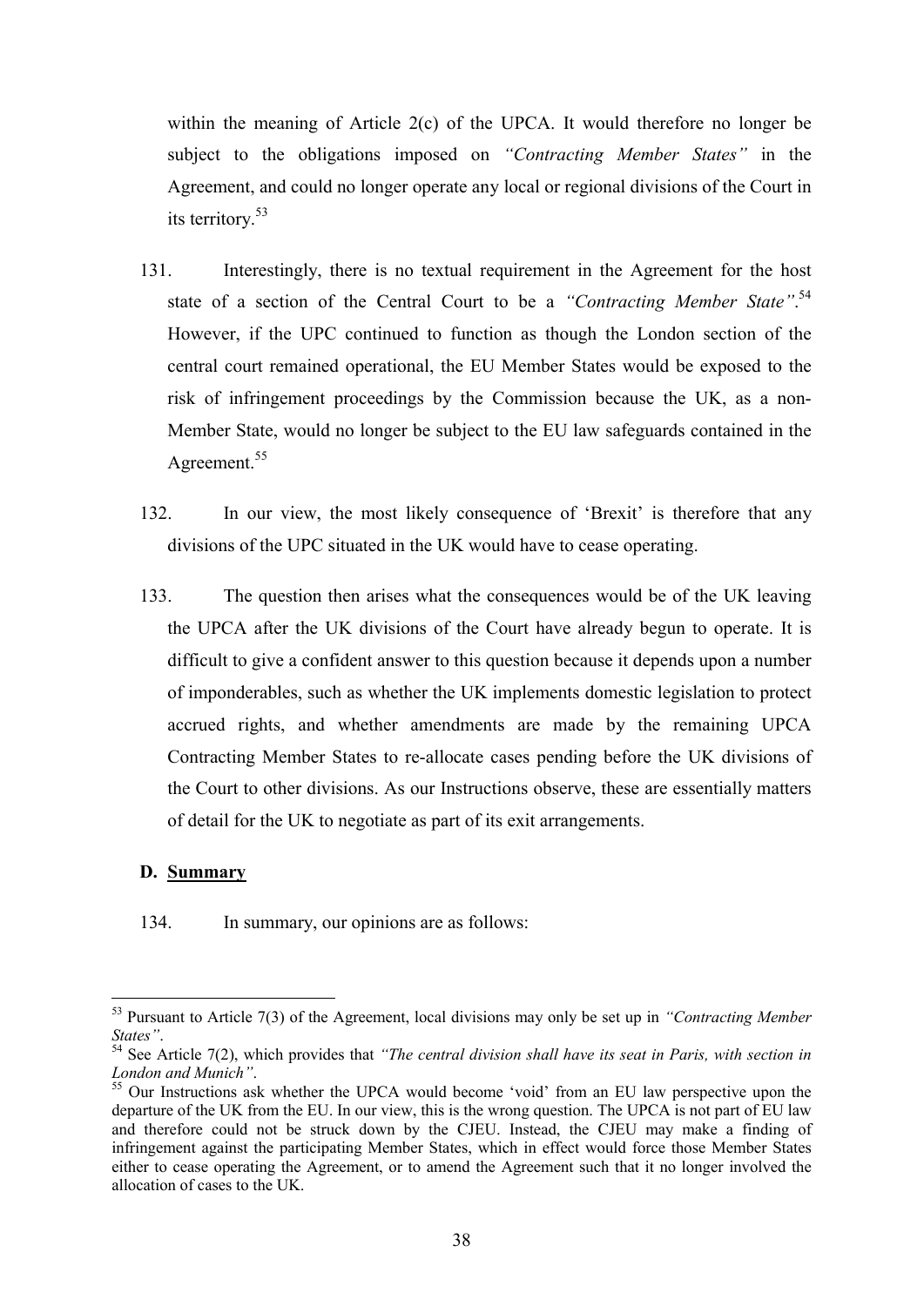within the meaning of Article 2(c) of the UPCA. It would therefore no longer be subject to the obligations imposed on *"Contracting Member States"* in the Agreement, and could no longer operate any local or regional divisions of the Court in its territory.[53]

131. Interestingly, there is no textual requirement in the Agreement for the host state of a section of the Central Court to be a *"Contracting Member State"*.[54] However, if the UPC continued to function as though the London section of the central court remained operational, the EU Member States would be exposed to the risk of infringement proceedings by the Commission because the UK, as a non-Member State, would no longer be subject to the EU law safeguards contained in the Agreement.[55]

132. In our view, the most likely consequence of 'Brexit' is therefore that any divisions of the UPC situated in the UK would have to cease operating.

133. The question then arises what the consequences would be of the UK leaving the UPCA after the UK divisions of the Court have already begun to operate. It is difficult to give a confident answer to this question because it depends upon a number of imponderables, such as whether the UK implements domestic legislation to protect accrued rights, and whether amendments are made by the remaining UPCA Contracting Member States to re-allocate cases pending before the UK divisions of the Court to other divisions. As our Instructions observe, these are essentially matters of detail for the UK to negotiate as part of its exit arrangements.

**D. <u>Summary</u>**

134. In summary, our opinions are as follows:

---

[53] Pursuant to Article 7(3) of the Agreement, local divisions may only be set up in *"Contracting Member States"*.

[54] See Article 7(2), which provides that *"The central division shall have its seat in Paris, with section in London and Munich"*.

[55] Our Instructions ask whether the UPCA would become 'void' from an EU law perspective upon the departure of the UK from the EU. In our view, this is the wrong question. The UPCA is not part of EU law and therefore could not be struck down by the CJEU. Instead, the CJEU may make a finding of infringement against the participating Member States, which in effect would force those Member States either to cease operating the Agreement, or to amend the Agreement such that it no longer involved the allocation of cases to the UK.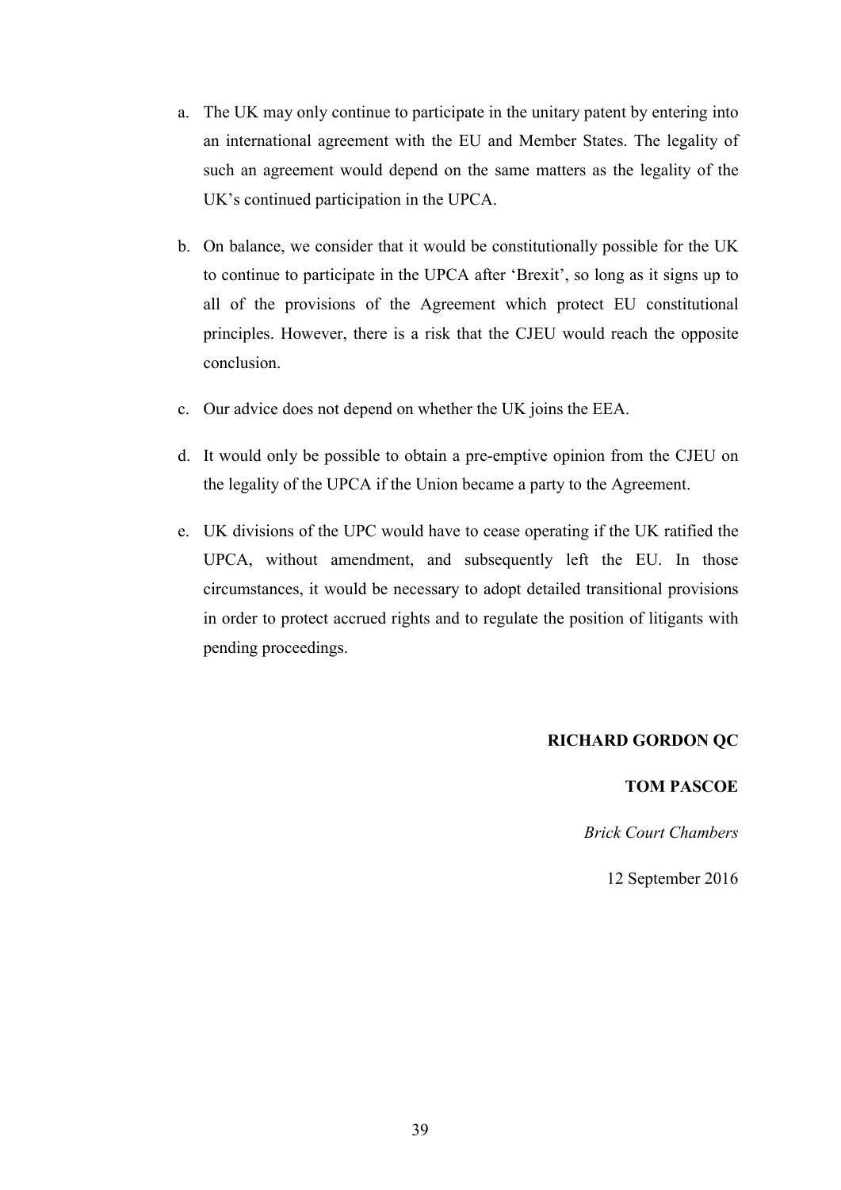a. The UK may only continue to participate in the unitary patent by entering into an international agreement with the EU and Member States. The legality of such an agreement would depend on the same matters as the legality of the UK's continued participation in the UPCA.

b. On balance, we consider that it would be constitutionally possible for the UK to continue to participate in the UPCA after 'Brexit', so long as it signs up to all of the provisions of the Agreement which protect EU constitutional principles. However, there is a risk that the CJEU would reach the opposite conclusion.

c. Our advice does not depend on whether the UK joins the EEA.

d. It would only be possible to obtain a pre-emptive opinion from the CJEU on the legality of the UPCA if the Union became a party to the Agreement.

e. UK divisions of the UPC would have to cease operating if the UK ratified the UPCA, without amendment, and subsequently left the EU. In those circumstances, it would be necessary to adopt detailed transitional provisions in order to protect accrued rights and to regulate the position of litigants with pending proceedings.

**RICHARD GORDON QC**

**TOM PASCOE**

*Brick Court Chambers*

12 September 2016